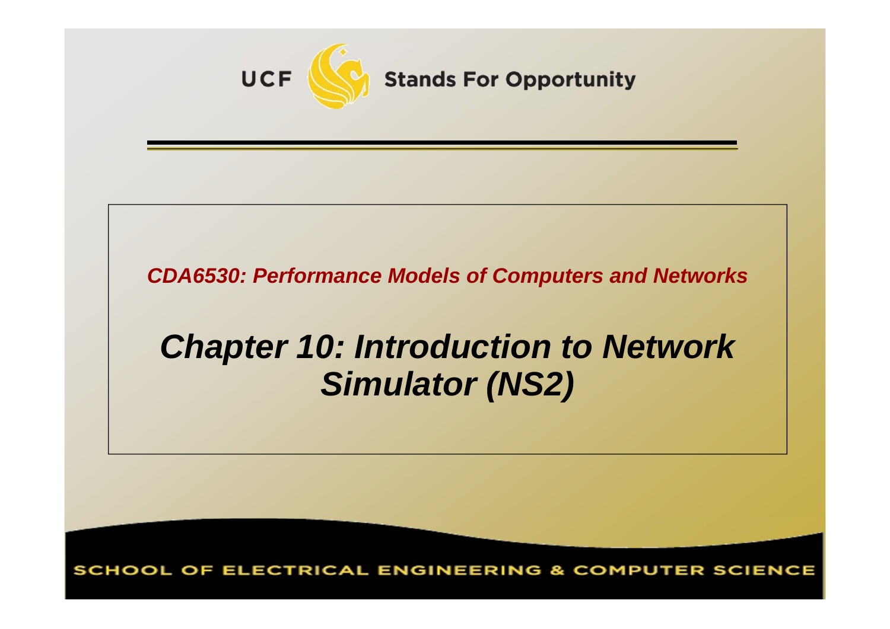UCF Stands For Opportunity

*CDA6530: Performance Models of Computers and Networks*

# *Chapter 10: Introduction to Network Simulator (NS2)*

SCHOOL OF ELECTRICAL ENGINEERING & COMPUTER SCIENCE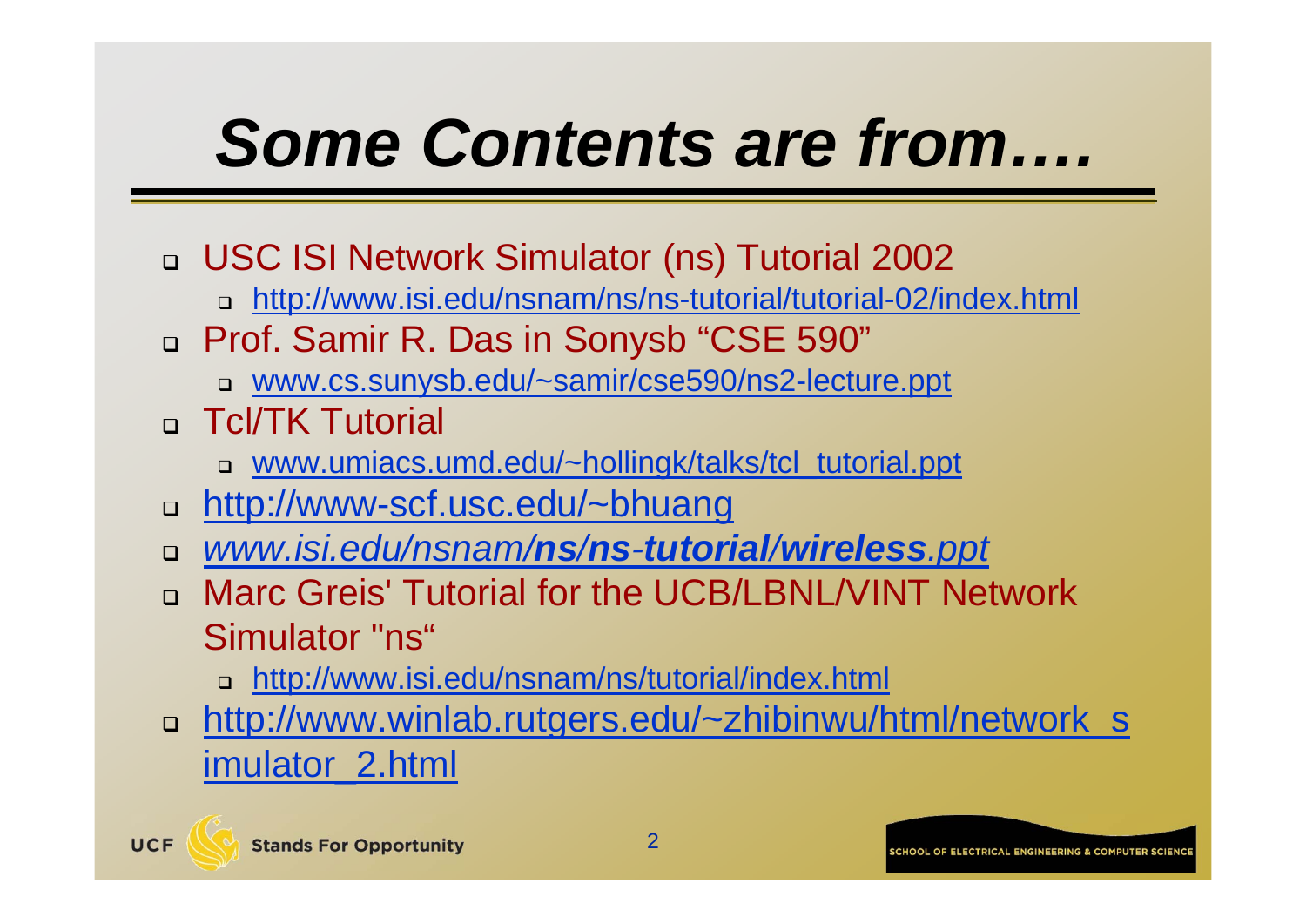# *Some Contents are from….*

- USC ISI Network Simulator (ns) Tutorial 2002
  - http://www.isi.edu/nsnam/ns/ns-tutorial/tutorial-02/index.html
- Prof. Samir R. Das in Sonysb "CSE 590"
  - www.cs.sunysb.edu/~samir/cse590/ns2-lecture.ppt
- Tcl/TK Tutorial
  - www.umiacs.umd.edu/~hollingk/talks/tcl_tutorial.ppt
- http://www-scf.usc.edu/~bhuang
- *www.isi.edu/nsnam/**ns**/**ns**-**tutorial**/**wireless**.ppt*
- Marc Greis' Tutorial for the UCB/LBNL/VINT Network Simulator "ns"
  - http://www.isi.edu/nsnam/ns/tutorial/index.html
- http://www.winlab.rutgers.edu/~zhibinwu/html/network_simulator_2.html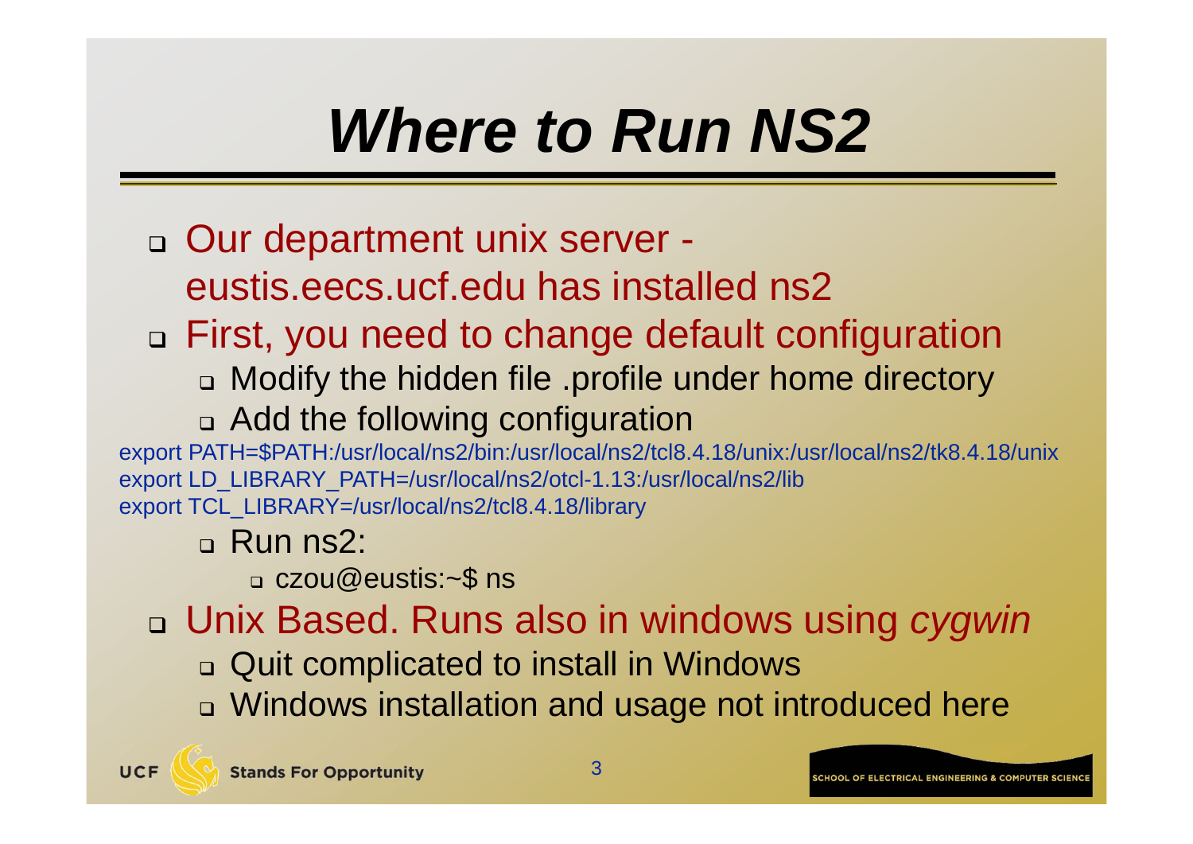# *Where to Run NS2*

- Our department unix server - eustis.eecs.ucf.edu has installed ns2
- First, you need to change default configuration
  - Modify the hidden file .profile under home directory
  - Add the following configuration

```
export PATH=$PATH:/usr/local/ns2/bin:/usr/local/ns2/tcl8.4.18/unix:/usr/local/ns2/tk8.4.18/unix
export LD_LIBRARY_PATH=/usr/local/ns2/otcl-1.13:/usr/local/ns2/lib
export TCL_LIBRARY=/usr/local/ns2/tcl8.4.18/library
```

  - Run ns2:
    - czou@eustis:~$ ns
- Unix Based. Runs also in windows using *cygwin*
  - Quit complicated to install in Windows
  - Windows installation and usage not introduced here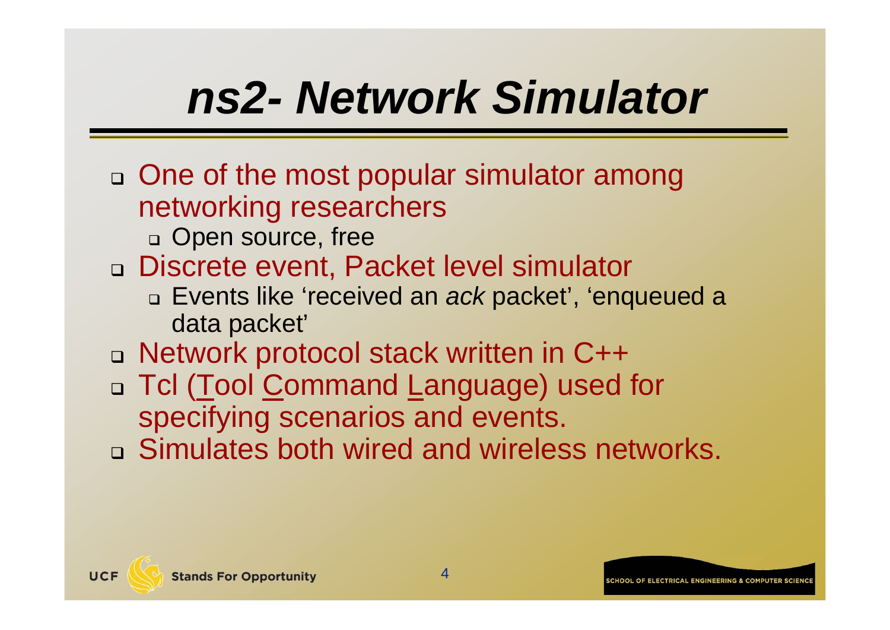# *ns2- Network Simulator*

- One of the most popular simulator among networking researchers
  - Open source, free
- Discrete event, Packet level simulator
  - Events like 'received an *ack* packet', 'enqueued a data packet'
- Network protocol stack written in C++
- Tcl (Tool Command Language) used for specifying scenarios and events.
- Simulates both wired and wireless networks.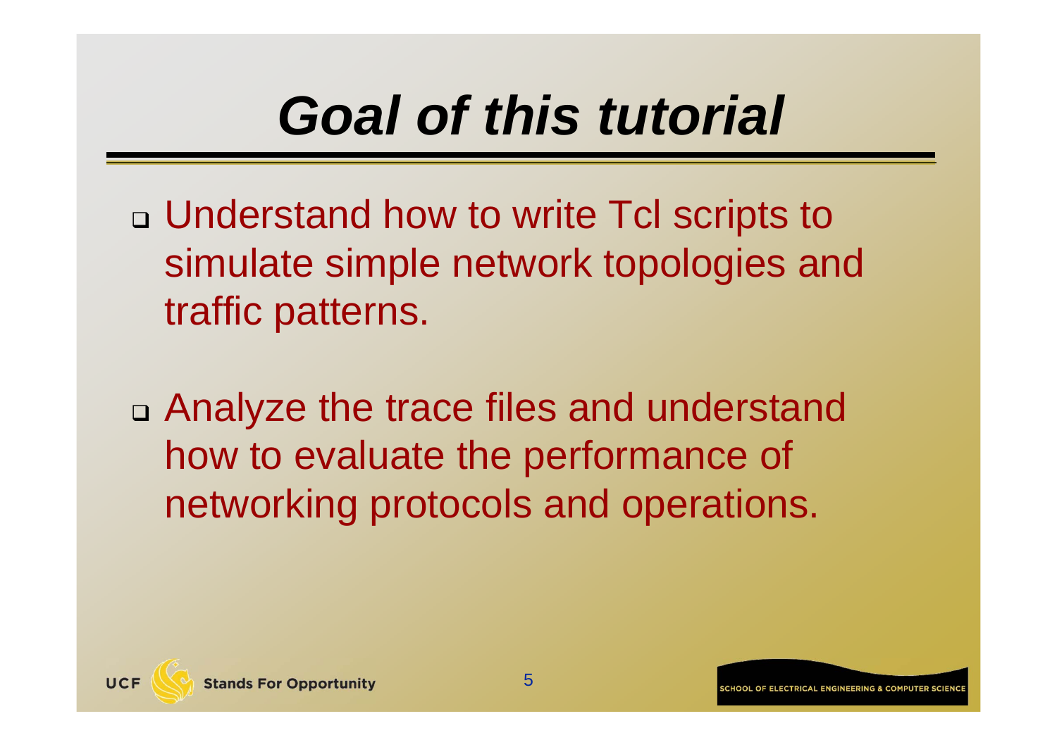# *Goal of this tutorial*

- Understand how to write Tcl scripts to simulate simple network topologies and traffic patterns.

- Analyze the trace files and understand how to evaluate the performance of networking protocols and operations.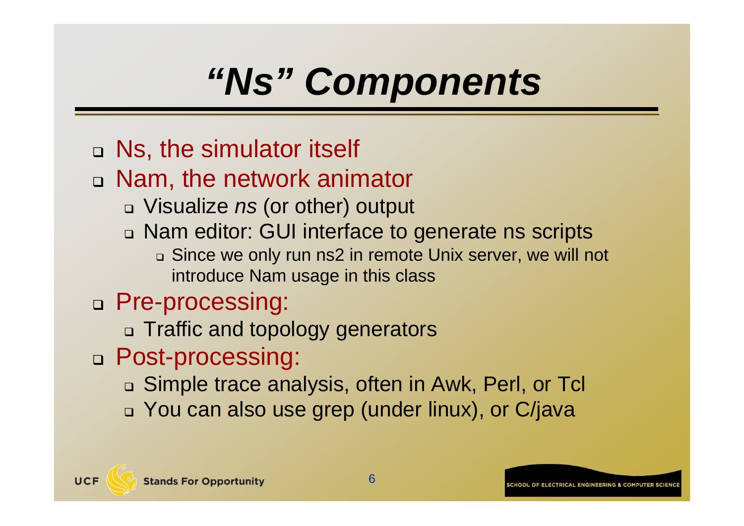# *"Ns" Components*

- Ns, the simulator itself
- Nam, the network animator
  - Visualize *ns* (or other) output
  - Nam editor: GUI interface to generate ns scripts
    - Since we only run ns2 in remote Unix server, we will not introduce Nam usage in this class
- Pre-processing:
  - Traffic and topology generators
- Post-processing:
  - Simple trace analysis, often in Awk, Perl, or Tcl
  - You can also use grep (under linux), or C/java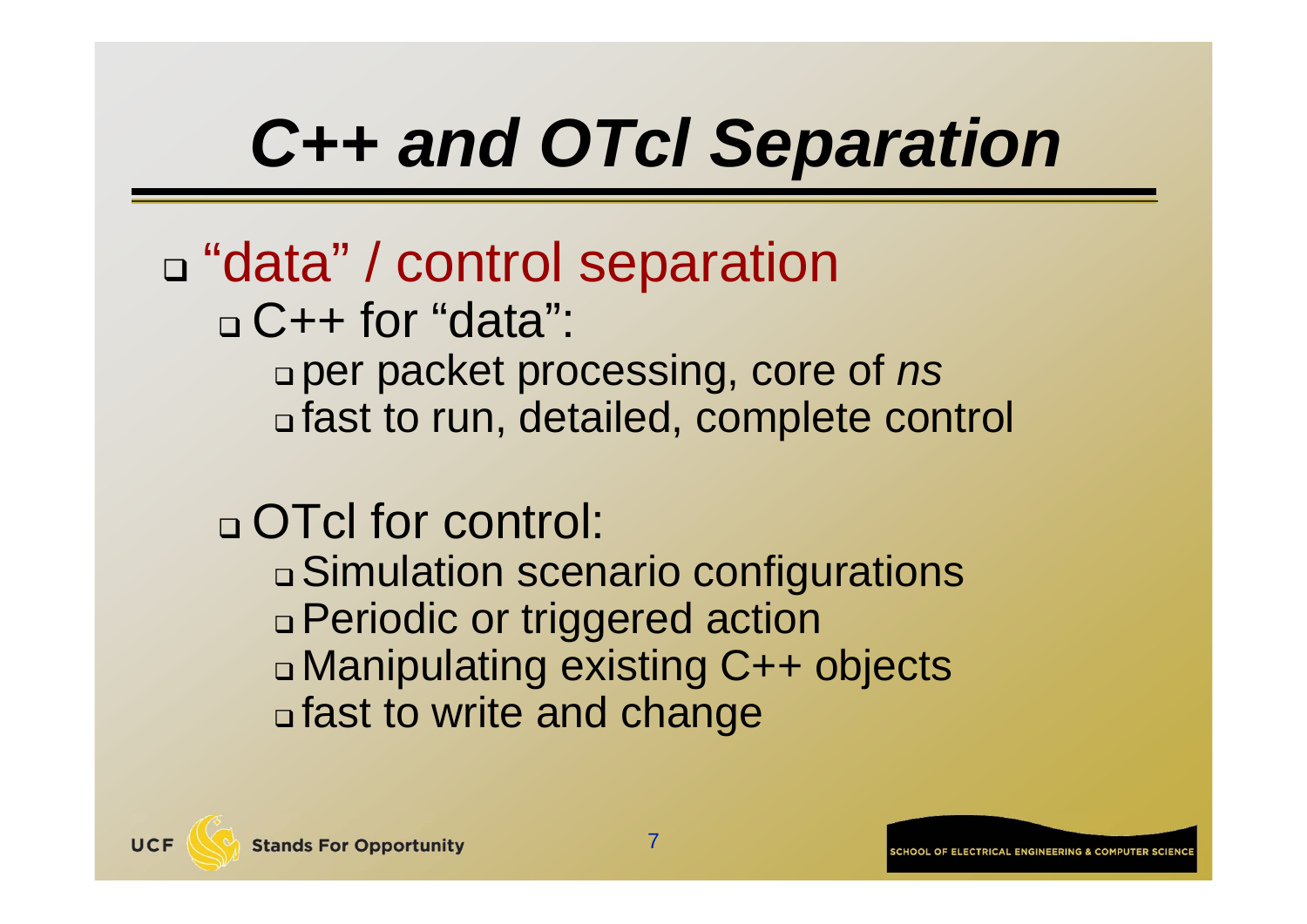# *C++ and OTcl Separation*

- "data" / control separation
  - C++ for "data":
    - per packet processing, core of *ns*
    - fast to run, detailed, complete control
  - OTcl for control:
    - Simulation scenario configurations
    - Periodic or triggered action
    - Manipulating existing C++ objects
    - fast to write and change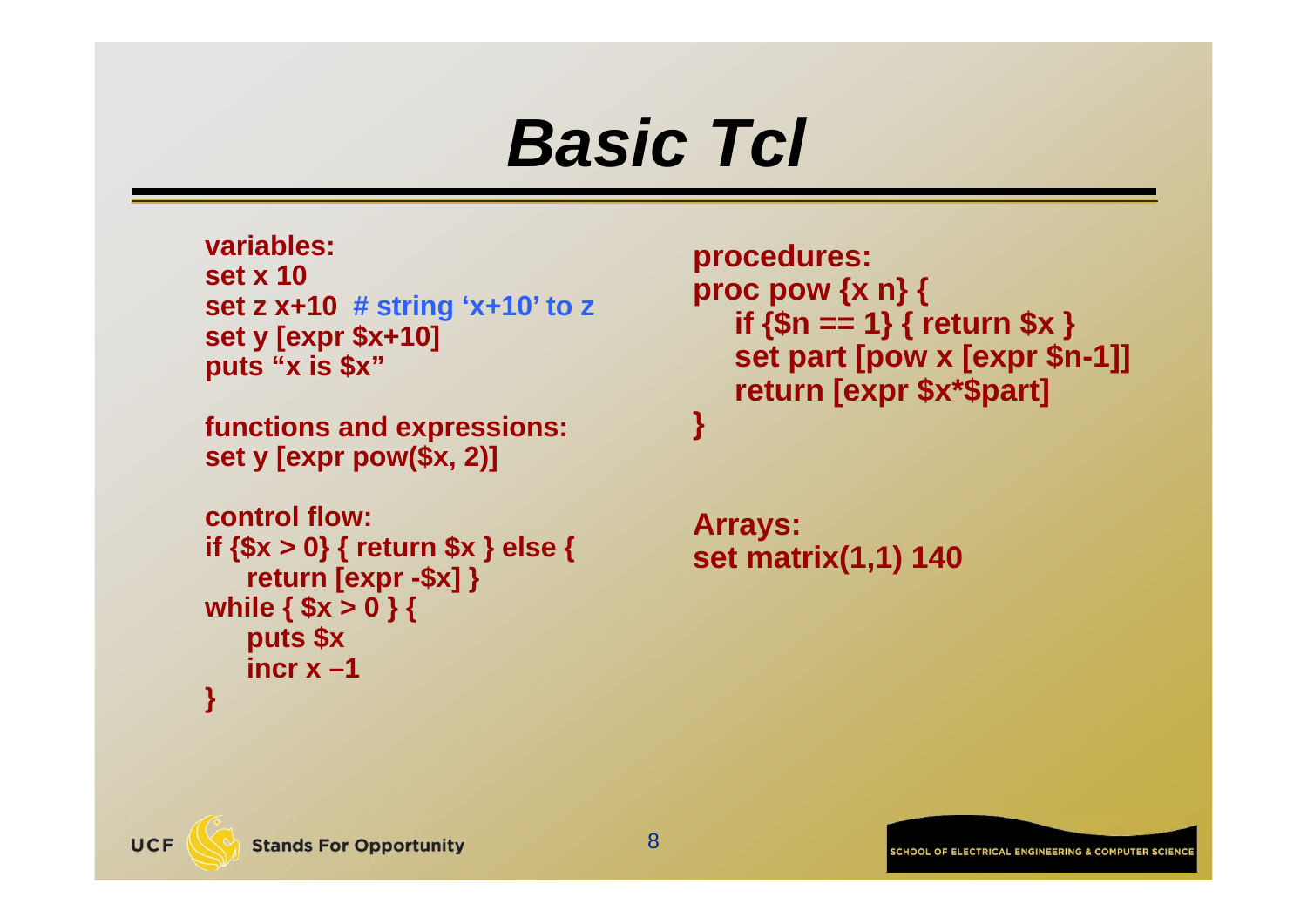# Basic Tcl

variables:

```
set x 10
set z x+10  # string 'x+10' to z
set y [expr $x+10]
puts "x is $x"
```

functions and expressions:

```
set y [expr pow($x, 2)]
```

control flow:

```
if {$x > 0} { return $x } else {
   return [expr -$x] }
while { $x > 0 } {
   puts $x
   incr x –1
}
```

procedures:

```
proc pow {x n} {
   if {$n == 1} { return $x }
   set part [pow x [expr $n-1]]
   return [expr $x*$part]
}
```

Arrays:

```
set matrix(1,1) 140
```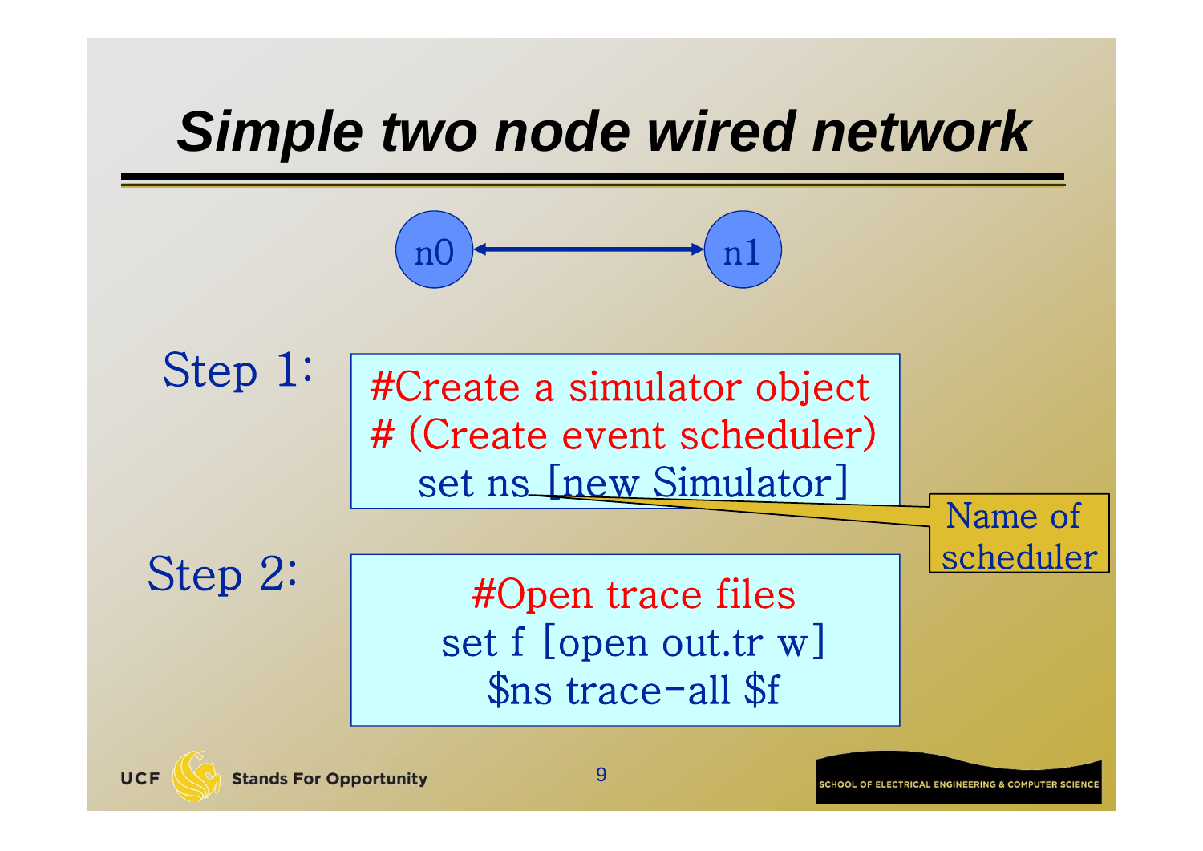# Simple two node wired network

n0 ↔ n1

Step 1:

```
#Create a simulator object
# (Create event scheduler)
set ns [new Simulator]
```

Name of scheduler

Step 2:

```
#Open trace files
set f [open out.tr w]
$ns trace-all $f
```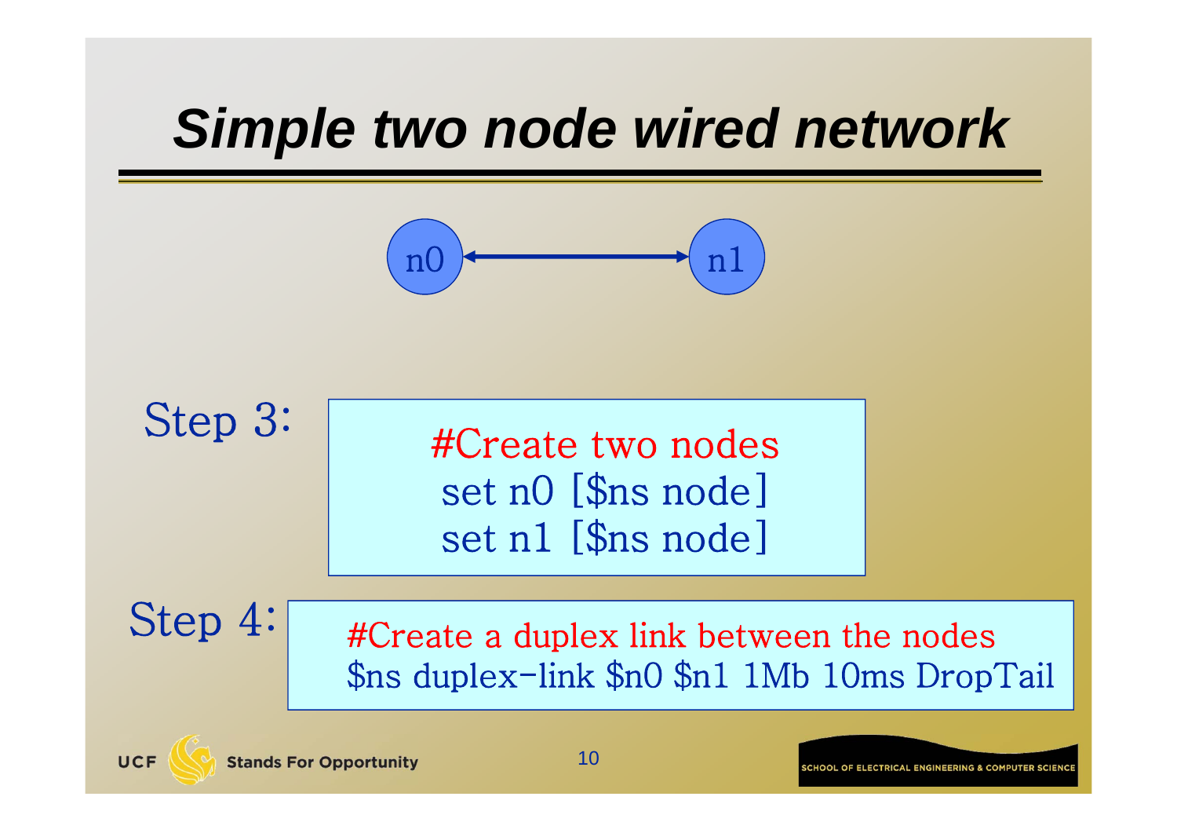# *Simple two node wired network*

n0 ⟷ n1

Step 3:

```
#Create two nodes
set n0 [$ns node]
set n1 [$ns node]
```

Step 4:

```
#Create a duplex link between the nodes
$ns duplex-link $n0 $n1 1Mb 10ms DropTail
```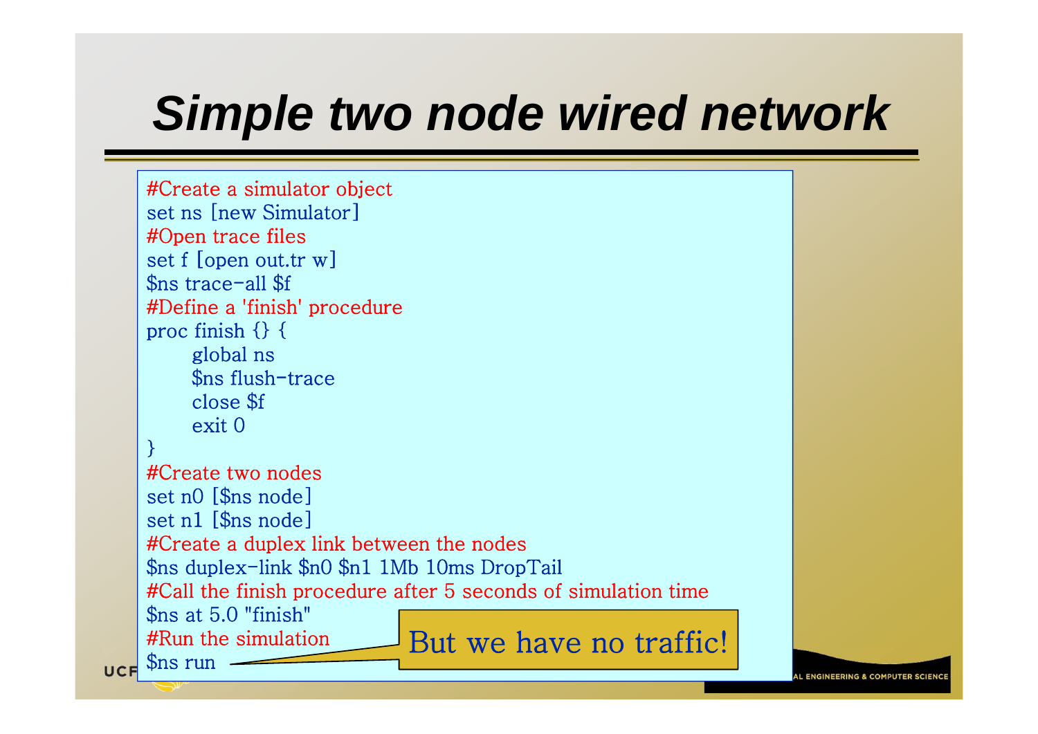# *Simple two node wired network*

```
#Create a simulator object
set ns [new Simulator]
#Open trace files
set f [open out.tr w]
$ns trace-all $f
#Define a 'finish' procedure
proc finish {} {
      global ns
      $ns flush-trace
      close $f
      exit 0
}
#Create two nodes
set n0 [$ns node]
set n1 [$ns node]
#Create a duplex link between the nodes
$ns duplex-link $n0 $n1 1Mb 10ms DropTail
#Call the finish procedure after 5 seconds of simulation time
$ns at 5.0 "finish"
#Run the simulation
$ns run
```

But we have no traffic!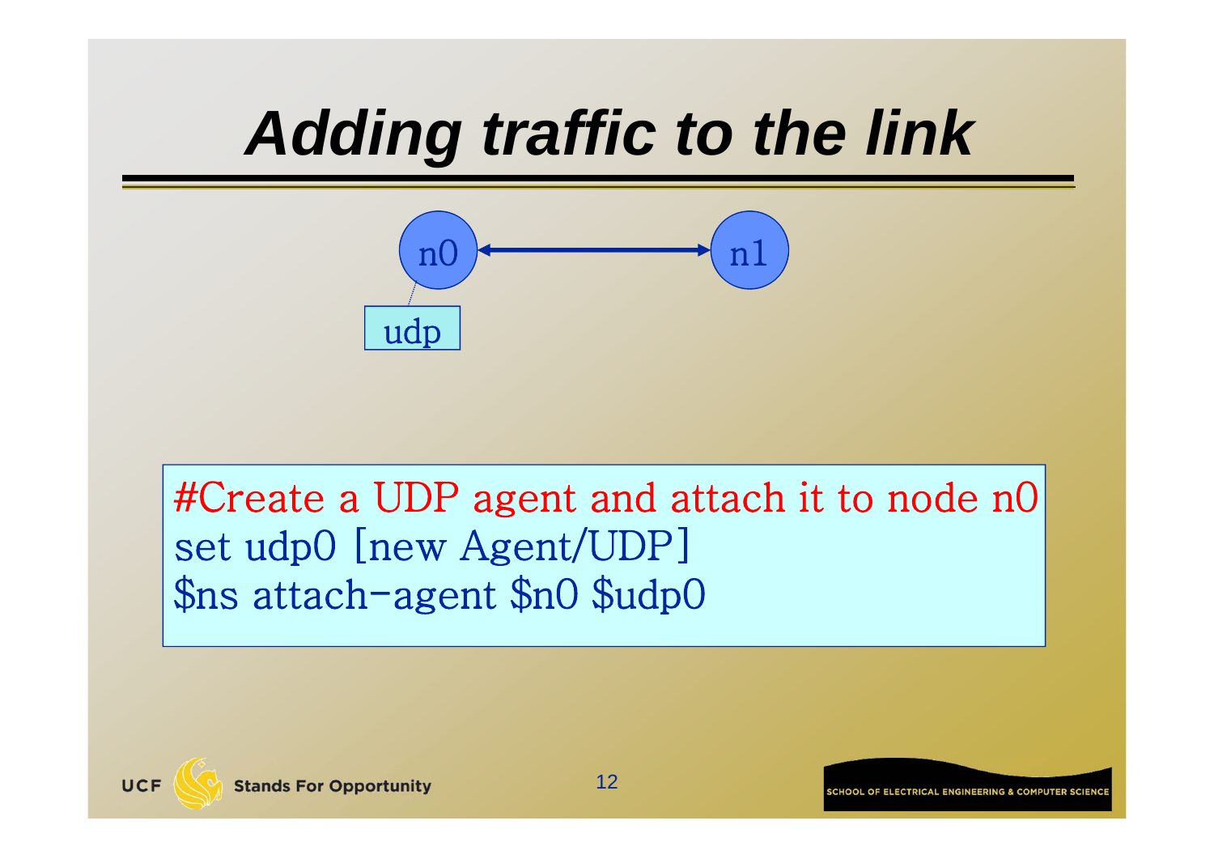# Adding traffic to the link

```
#Create a UDP agent and attach it to node n0
set udp0 [new Agent/UDP]
$ns attach-agent $n0 $udp0
```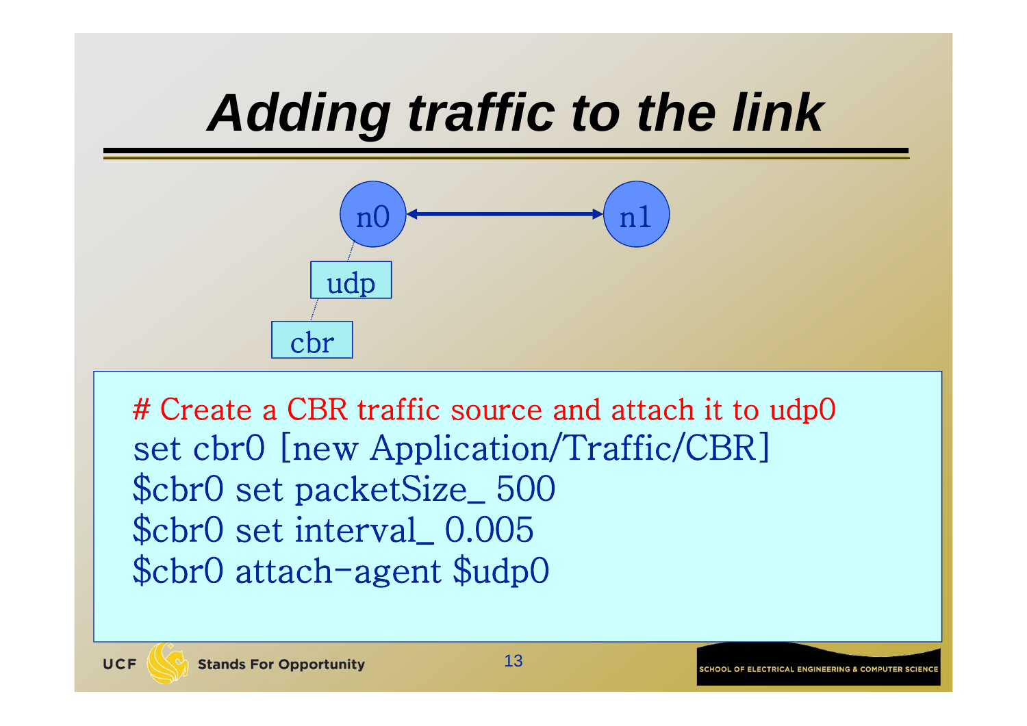# Adding traffic to the link

n0 — n1

udp

cbr

```
# Create a CBR traffic source and attach it to udp0
set cbr0 [new Application/Traffic/CBR]
$cbr0 set packetSize_ 500
$cbr0 set interval_ 0.005
$cbr0 attach-agent $udp0
```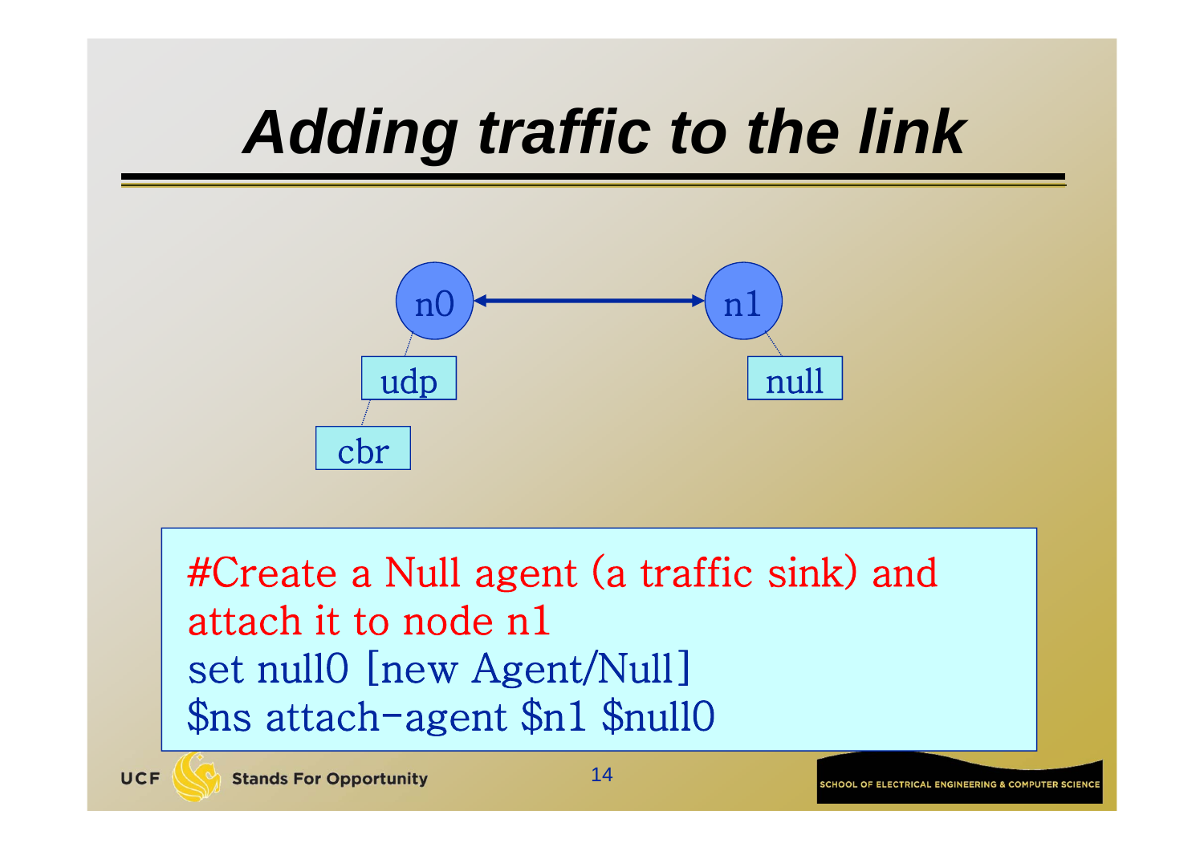# *Adding traffic to the link*

n0 ↔ n1

udp, cbr (attached to n0); null (attached to n1)

```
#Create a Null agent (a traffic sink) and
attach it to node n1
set null0 [new Agent/Null]
$ns attach-agent $n1 $null0
```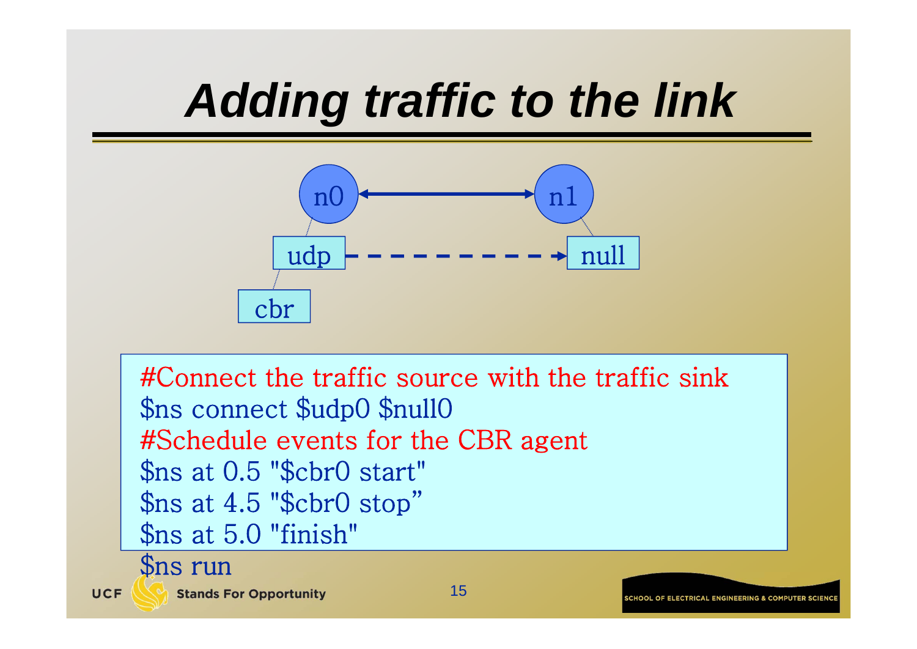# Adding traffic to the link

```
#Connect the traffic source with the traffic sink
$ns connect $udp0 $null0
#Schedule events for the CBR agent
$ns at 0.5 "$cbr0 start"
$ns at 4.5 "$cbr0 stop"
$ns at 5.0 "finish"
$ns run
```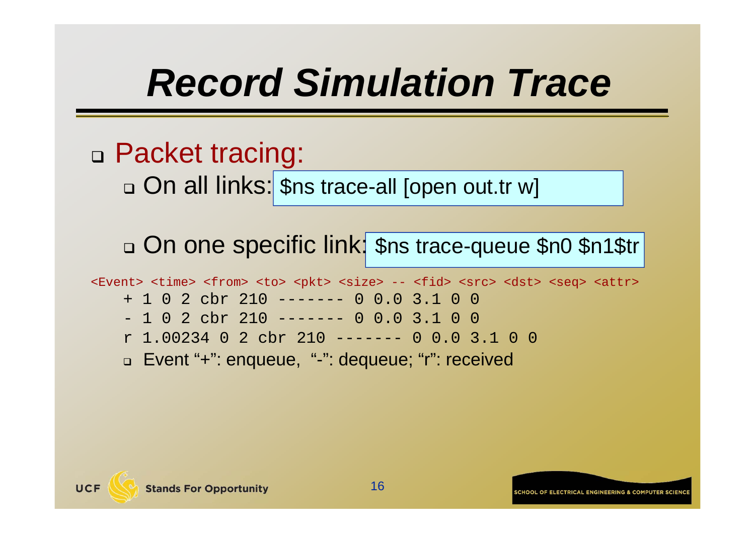# Record Simulation Trace

- Packet tracing:
  - On all links: `$ns trace-all [open out.tr w]`
  - On one specific link: `$ns trace-queue $n0 $n1$tr`

```
<Event> <time> <from> <to> <pkt> <size> -- <fid> <src> <dst> <seq> <attr>
   + 1 0 2 cbr 210 ------- 0 0.0 3.1 0 0
   - 1 0 2 cbr 210 ------- 0 0.0 3.1 0 0
   r 1.00234 0 2 cbr 210 ------- 0 0.0 3.1 0 0
```

  - Event "+": enqueue, "-": dequeue; "r": received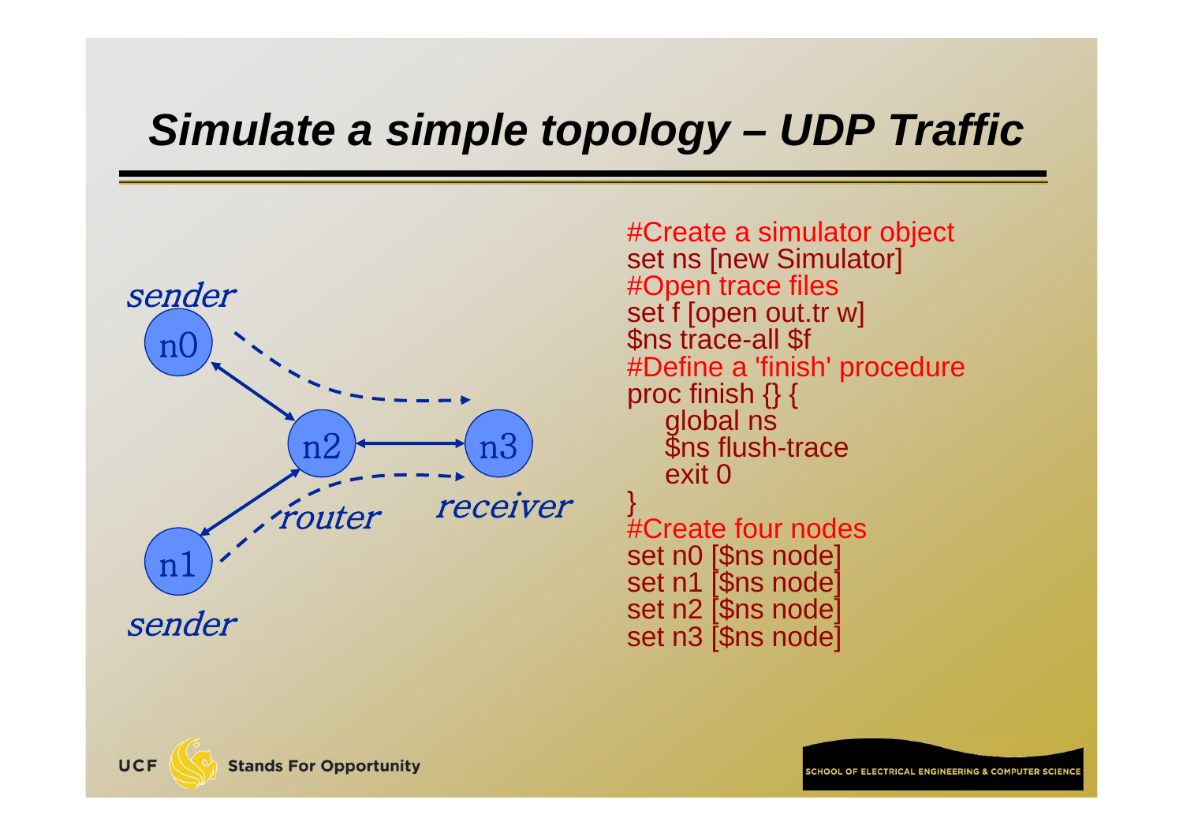# *Simulate a simple topology – UDP Traffic*

sender

n0

n2 — n3

n1

sender

router

receiver

```
#Create a simulator object
set ns [new Simulator]
#Open trace files
set f [open out.tr w]
$ns trace-all $f
#Define a 'finish' procedure
proc finish {} {
    global ns
    $ns flush-trace
    exit 0
}
#Create four nodes
set n0 [$ns node]
set n1 [$ns node]
set n2 [$ns node]
set n3 [$ns node]
```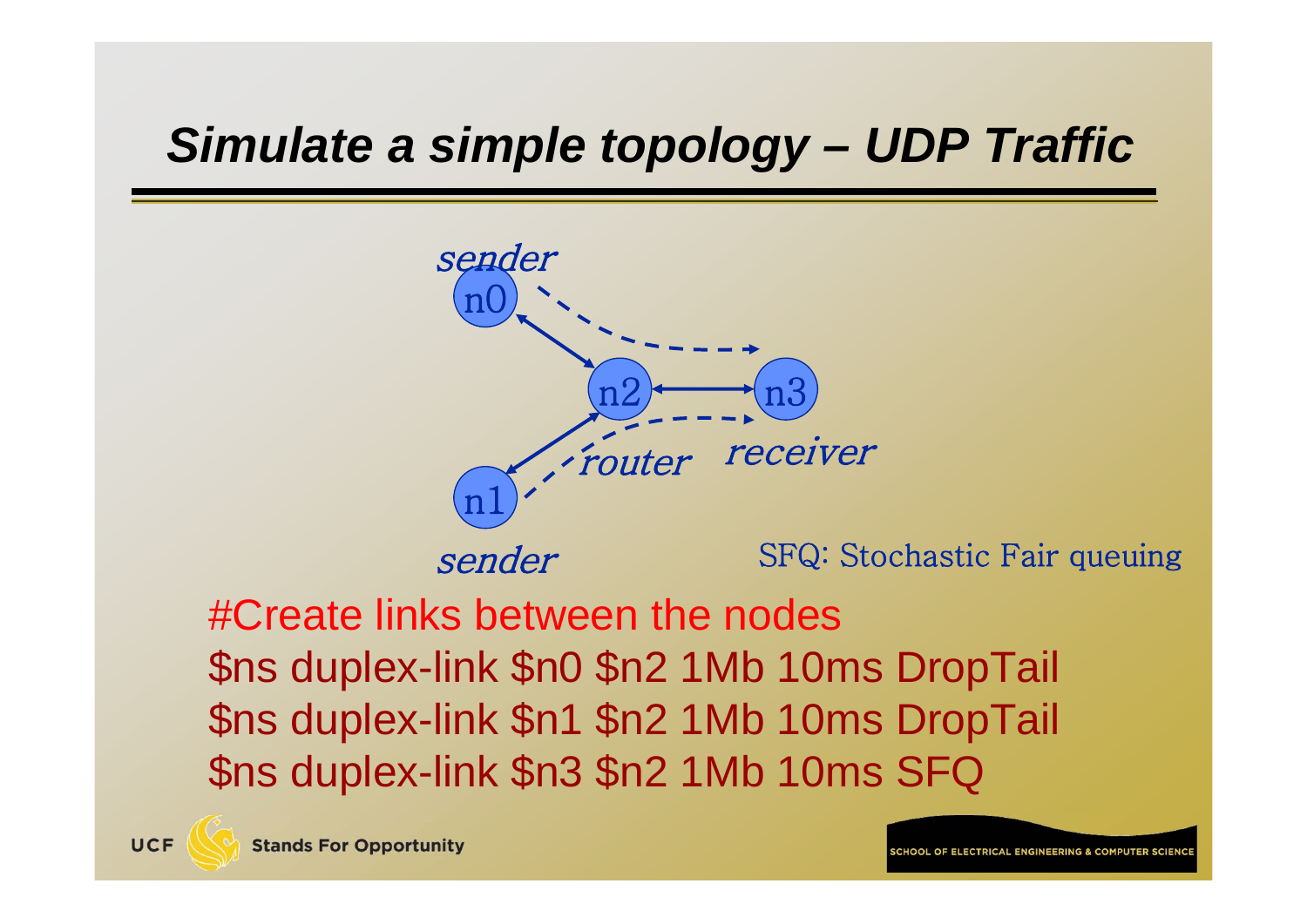# Simulate a simple topology – UDP Traffic

sender

n0

n2

n3

router

receiver

n1

sender

SFQ: Stochastic Fair queuing

```
#Create links between the nodes
$ns duplex-link $n0 $n2 1Mb 10ms DropTail
$ns duplex-link $n1 $n2 1Mb 10ms DropTail
$ns duplex-link $n3 $n2 1Mb 10ms SFQ
```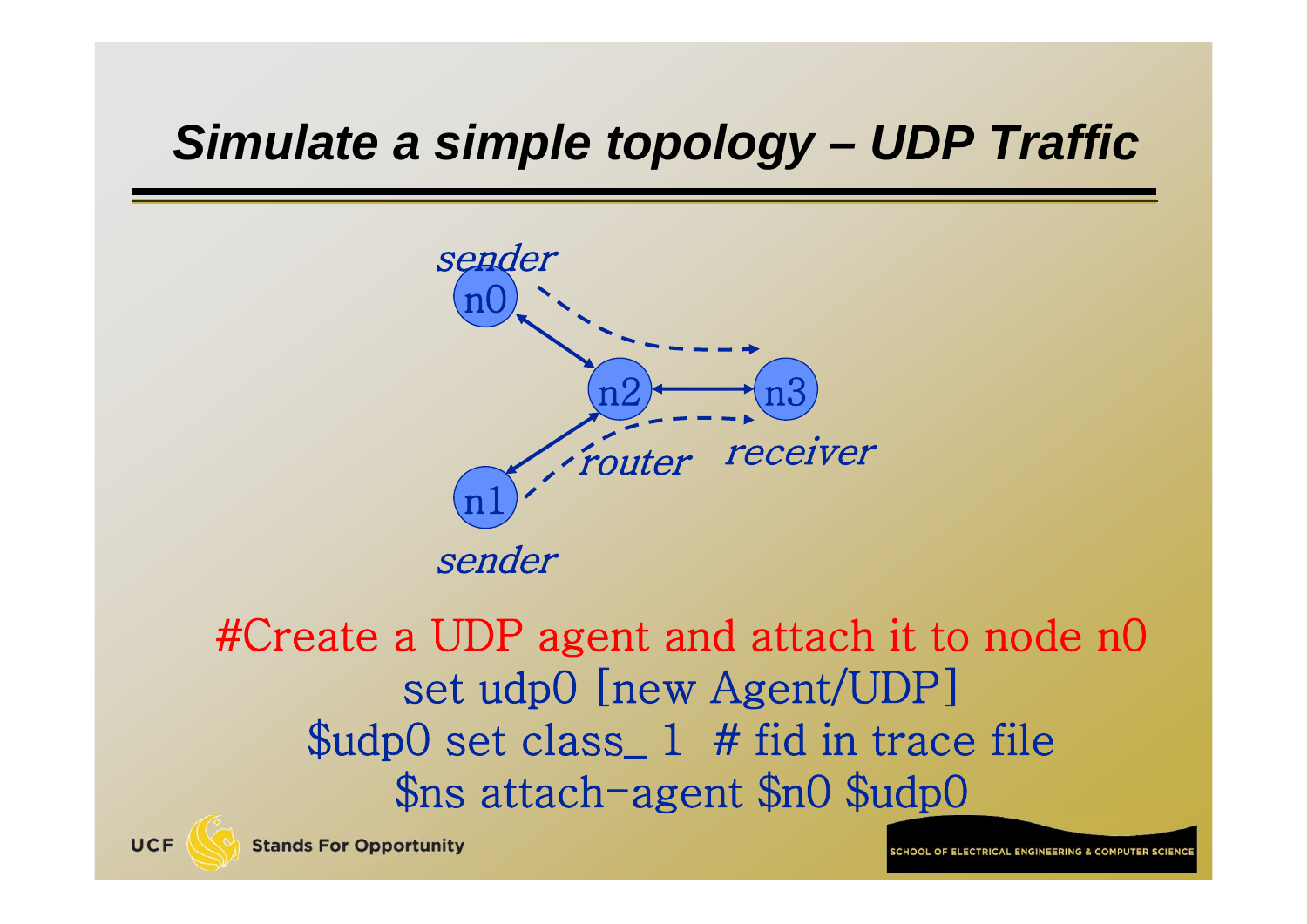# Simulate a simple topology – UDP Traffic

```
#Create a UDP agent and attach it to node n0
set udp0 [new Agent/UDP]
$udp0 set class_ 1  # fid in trace file
$ns attach-agent $n0 $udp0
```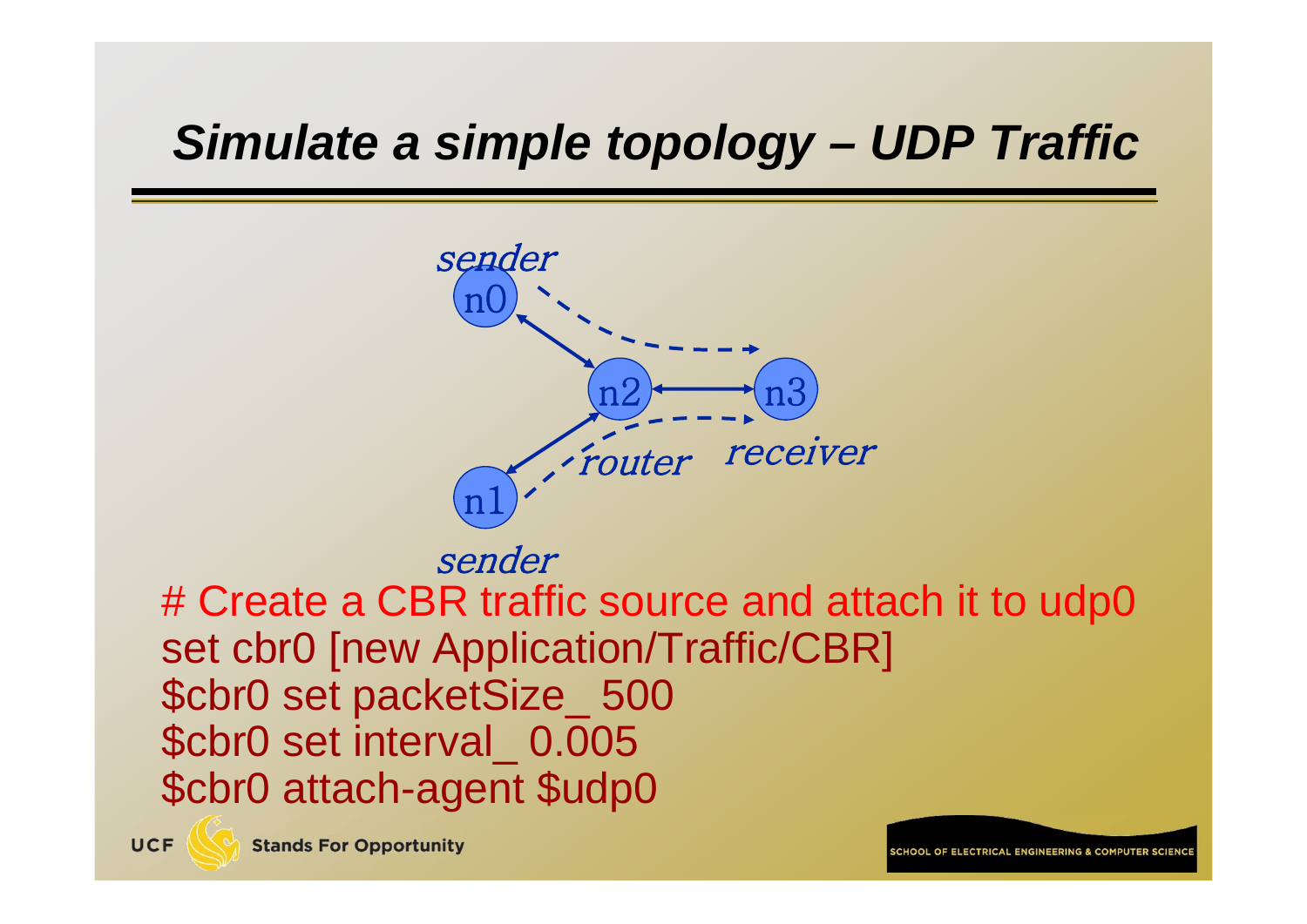# *Simulate a simple topology – UDP Traffic*

sender

n0

n2 n3

router receiver

n1

sender

```
# Create a CBR traffic source and attach it to udp0
set cbr0 [new Application/Traffic/CBR]
$cbr0 set packetSize_ 500
$cbr0 set interval_ 0.005
$cbr0 attach-agent $udp0
```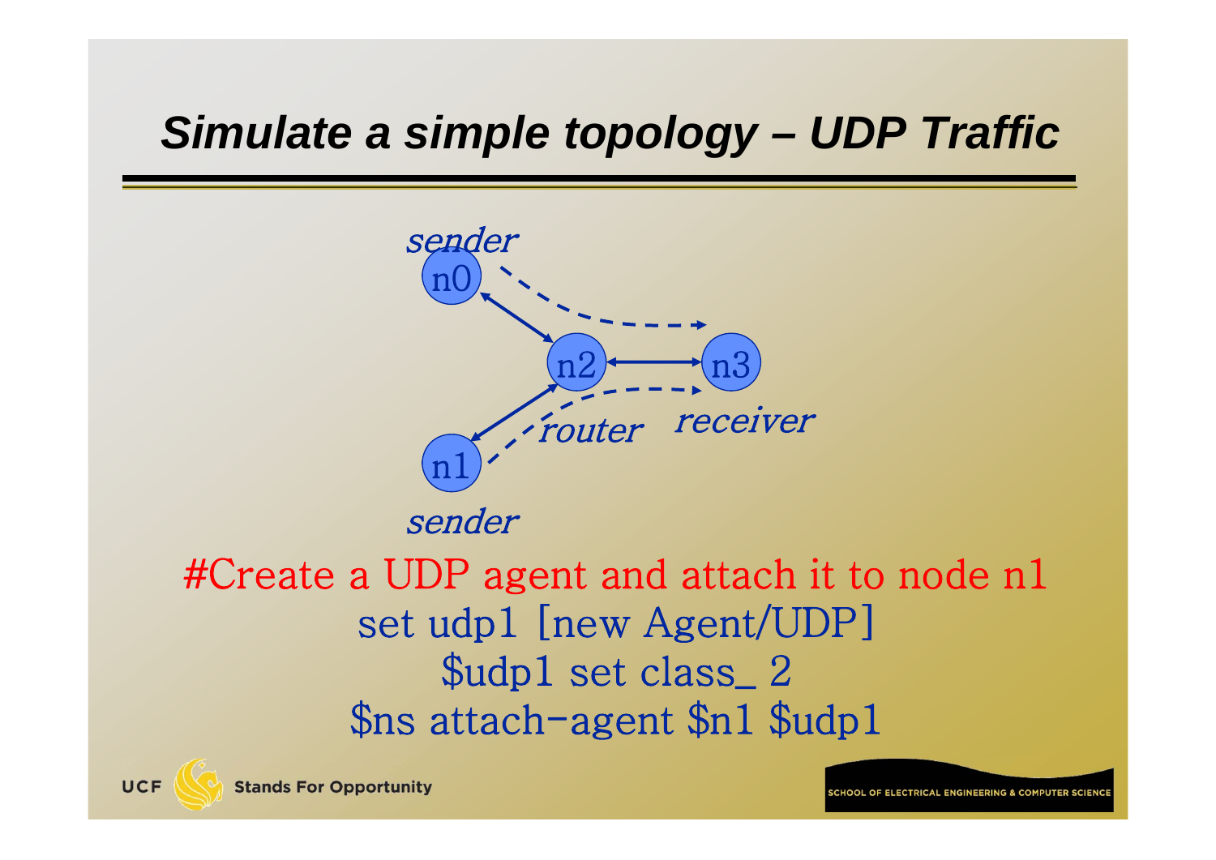# Simulate a simple topology – UDP Traffic

```
#Create a UDP agent and attach it to node n1
set udp1 [new Agent/UDP]
$udp1 set class_ 2
$ns attach-agent $n1 $udp1
```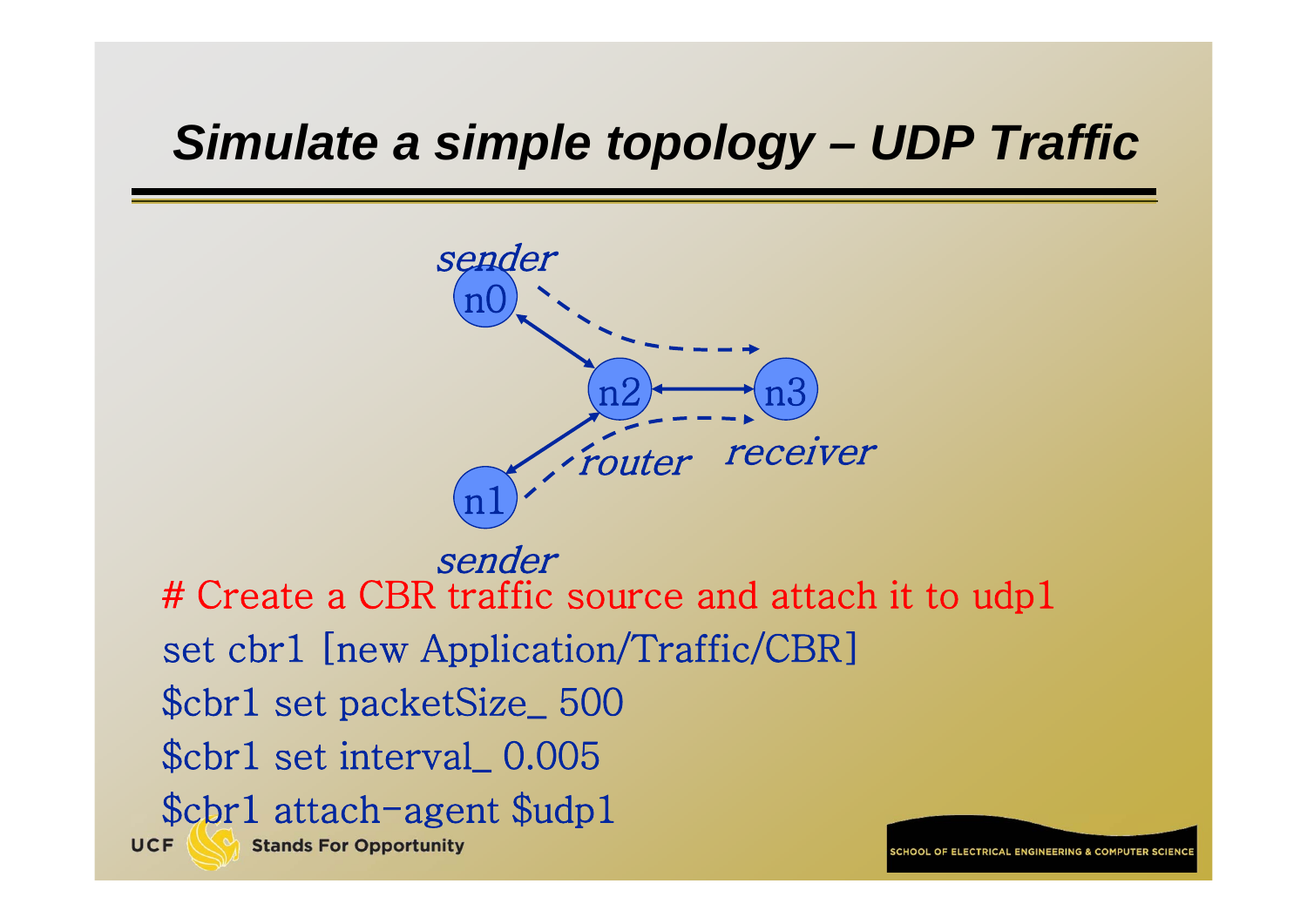# Simulate a simple topology – UDP Traffic

sender n0, n1 sender, n2 router, n3 receiver

```
# Create a CBR traffic source and attach it to udp1
set cbr1 [new Application/Traffic/CBR]
$cbr1 set packetSize_ 500
$cbr1 set interval_ 0.005
$cbr1 attach-agent $udp1
```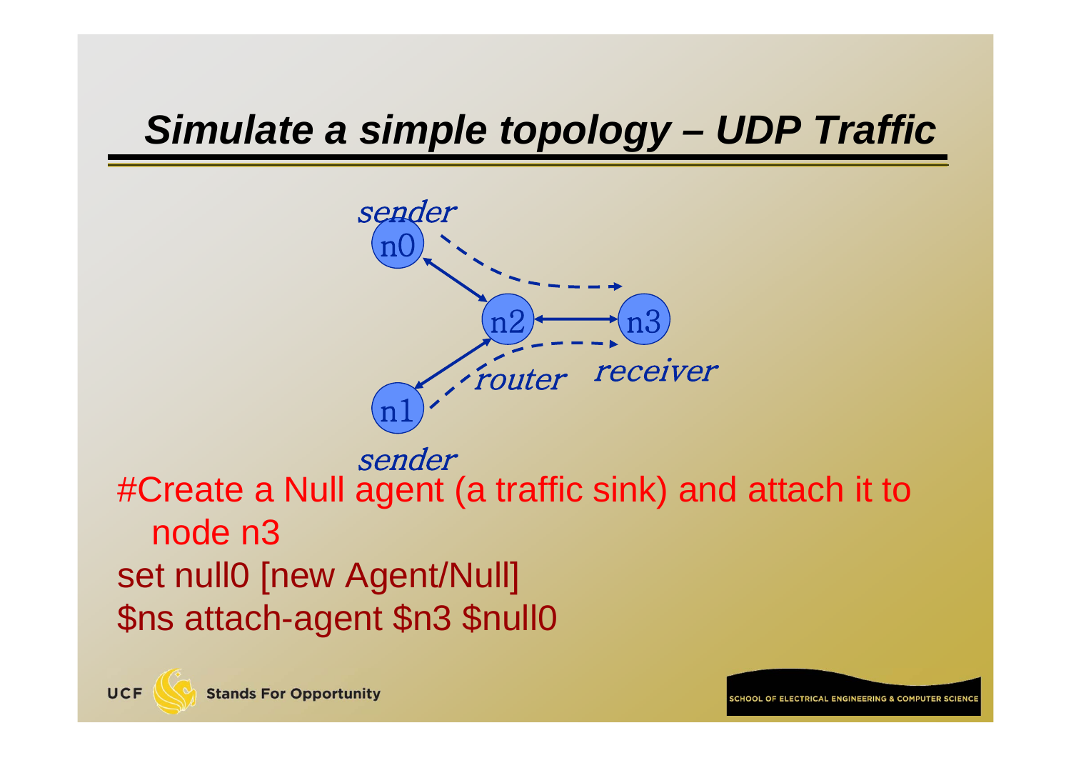# Simulate a simple topology – UDP Traffic

sender

n0

n2

n3

router

receiver

n1

sender

#Create a Null agent (a traffic sink) and attach it to node n3

```
set null0 [new Agent/Null]
$ns attach-agent $n3 $null0
```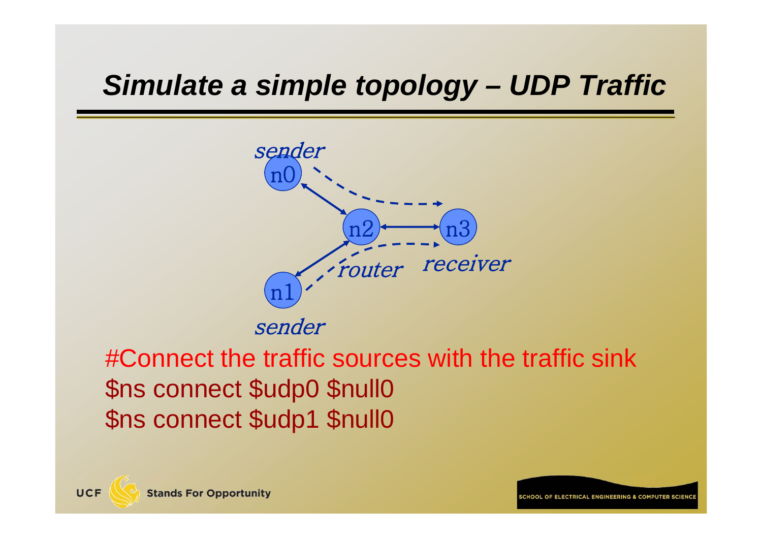# Simulate a simple topology – UDP Traffic

sender

n0

n2

n3

router

receiver

n1

sender

#Connect the traffic sources with the traffic sink

```
$ns connect $udp0 $null0
$ns connect $udp1 $null0
```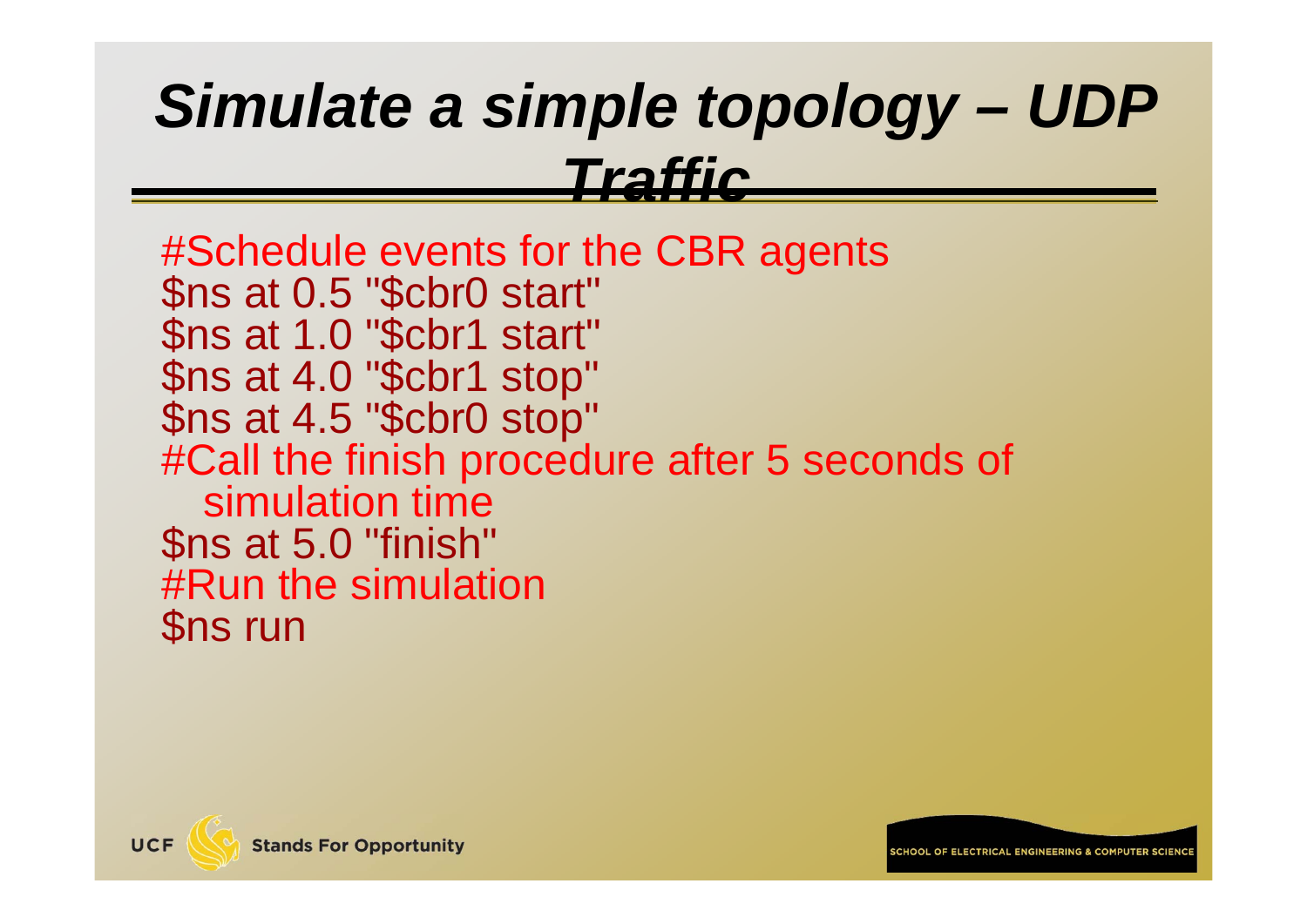# *Simulate a simple topology – UDP Traffic*

```
#Schedule events for the CBR agents
$ns at 0.5 "$cbr0 start"
$ns at 1.0 "$cbr1 start"
$ns at 4.0 "$cbr1 stop"
$ns at 4.5 "$cbr0 stop"
#Call the finish procedure after 5 seconds of
  simulation time
$ns at 5.0 "finish"
#Run the simulation
$ns run
```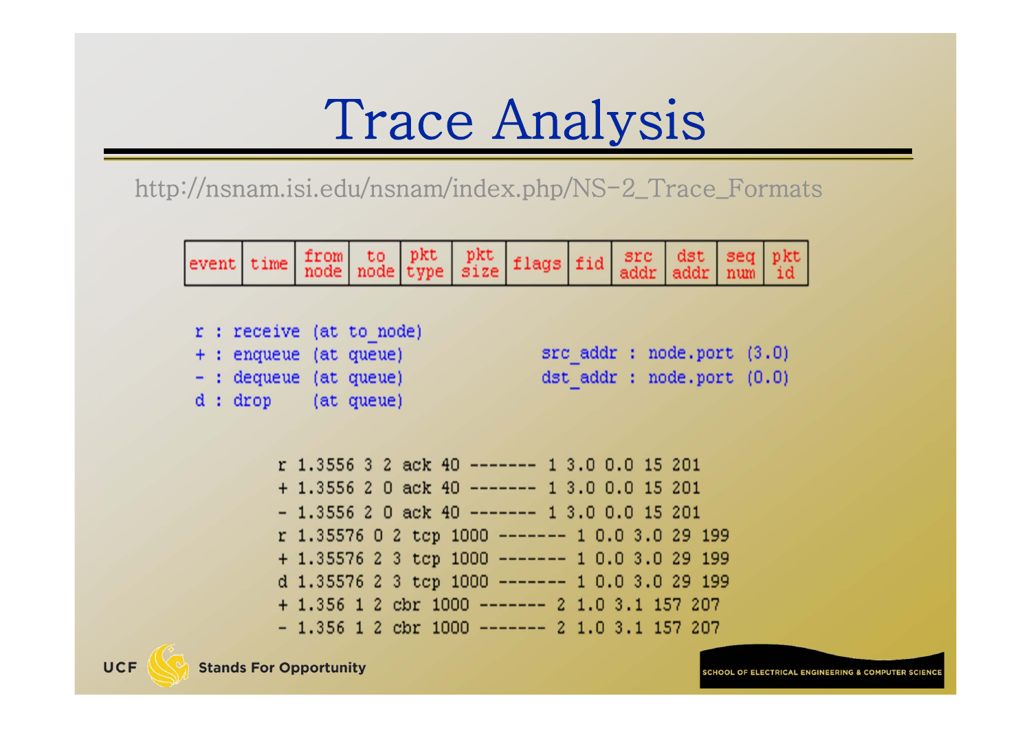# Trace Analysis

http://nsnam.isi.edu/nsnam/index.php/NS-2_Trace_Formats

| event | time | from node | to node | pkt type | pkt size | flags | fid | src addr | dst addr | seq num | pkt id |
|---|---|---|---|---|---|---|---|---|---|---|---|

```
r : receive (at to_node)
+ : enqueue (at queue)
- : dequeue (at queue)
d : drop    (at queue)
```

```
src_addr : node.port (3.0)
dst_addr : node.port (0.0)
```

```
r 1.3556 3 2 ack 40 ------- 1 3.0 0.0 15 201
+ 1.3556 2 0 ack 40 ------- 1 3.0 0.0 15 201
- 1.3556 2 0 ack 40 ------- 1 3.0 0.0 15 201
r 1.35576 0 2 tcp 1000 ------- 1 0.0 3.0 29 199
+ 1.35576 2 3 tcp 1000 ------- 1 0.0 3.0 29 199
d 1.35576 2 3 tcp 1000 ------- 1 0.0 3.0 29 199
+ 1.356 1 2 cbr 1000 ------- 2 1.0 3.1 157 207
- 1.356 1 2 cbr 1000 ------- 2 1.0 3.1 157 207
```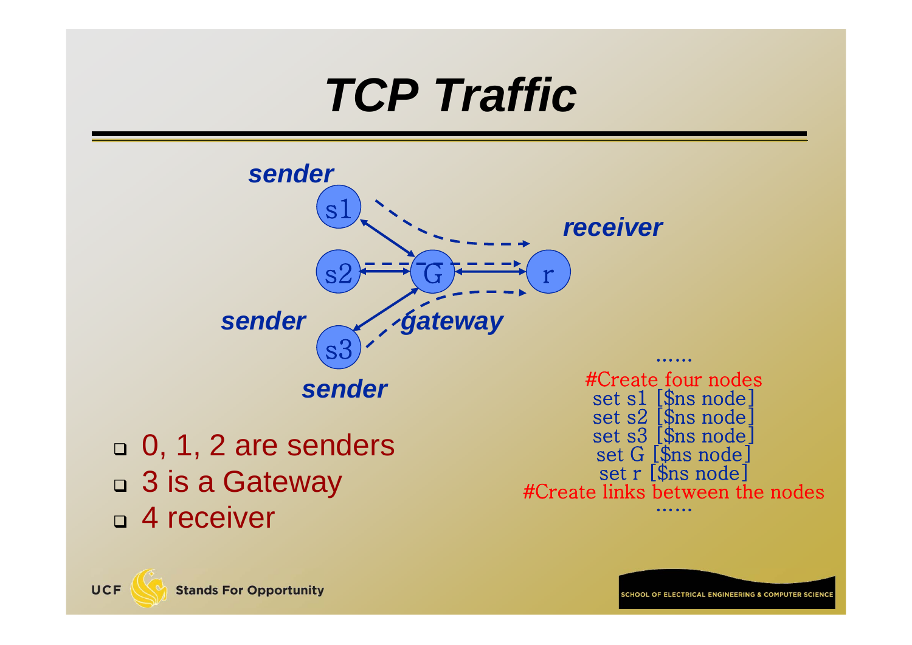# *TCP Traffic*

- 0, 1, 2 are senders
- 3 is a Gateway
- 4 receiver

```
……
#Create four nodes
set s1 [$ns node]
set s2 [$ns node]
set s3 [$ns node]
set G [$ns node]
set r [$ns node]
#Create links between the nodes
……
```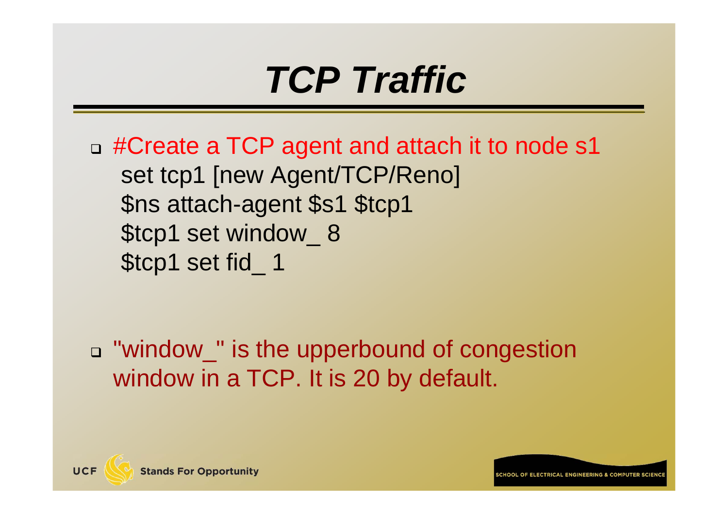# *TCP Traffic*

- #Create a TCP agent and attach it to node s1

```
set tcp1 [new Agent/TCP/Reno]
$ns attach-agent $s1 $tcp1
$tcp1 set window_ 8
$tcp1 set fid_ 1
```

- "window_" is the upperbound of congestion window in a TCP. It is 20 by default.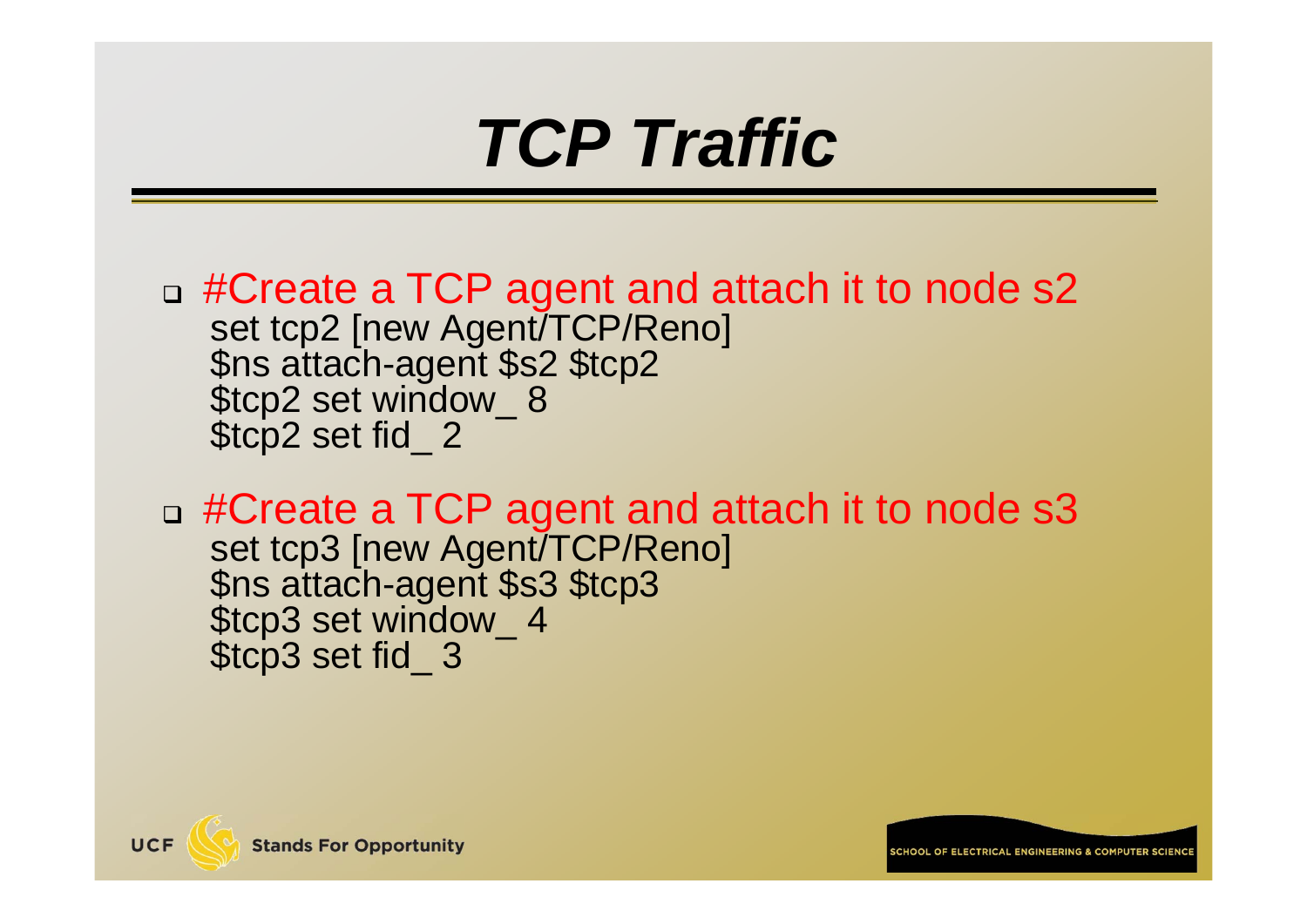# *TCP Traffic*

- #Create a TCP agent and attach it to node s2

```
set tcp2 [new Agent/TCP/Reno]
$ns attach-agent $s2 $tcp2
$tcp2 set window_ 8
$tcp2 set fid_ 2
```

- #Create a TCP agent and attach it to node s3

```
set tcp3 [new Agent/TCP/Reno]
$ns attach-agent $s3 $tcp3
$tcp3 set window_ 4
$tcp3 set fid_ 3
```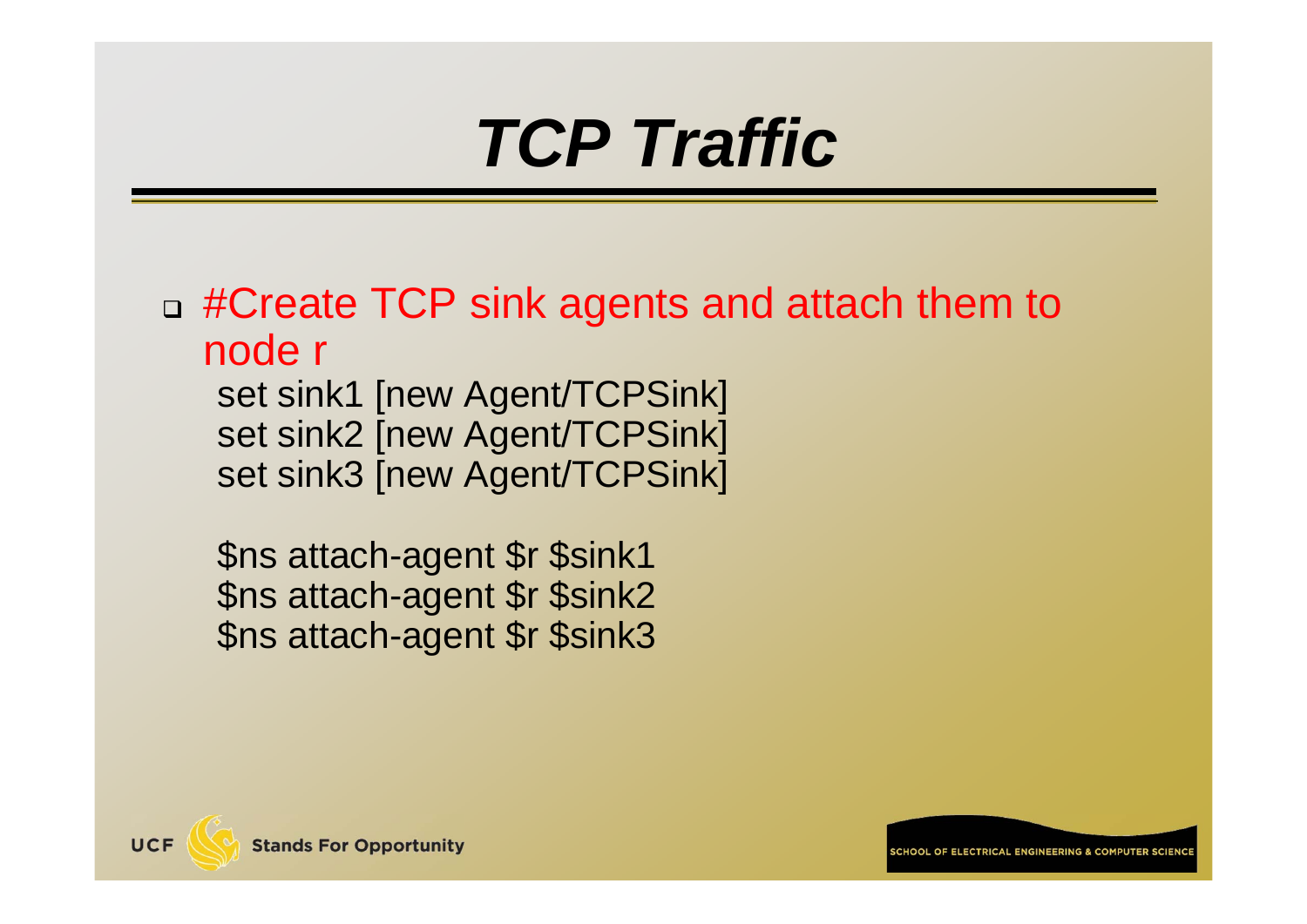# *TCP Traffic*

- #Create TCP sink agents and attach them to node r

```
set sink1 [new Agent/TCPSink]
set sink2 [new Agent/TCPSink]
set sink3 [new Agent/TCPSink]

$ns attach-agent $r $sink1
$ns attach-agent $r $sink2
$ns attach-agent $r $sink3
```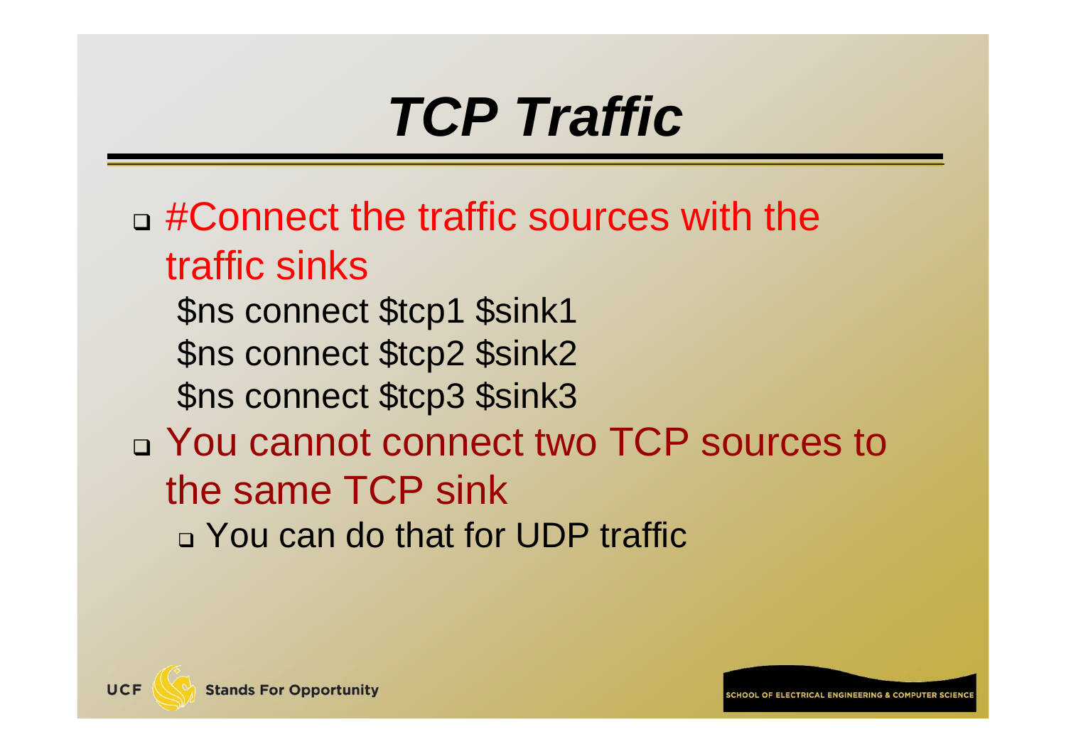# *TCP Traffic*

- #Connect the traffic sources with the traffic sinks

```
$ns connect $tcp1 $sink1
$ns connect $tcp2 $sink2
$ns connect $tcp3 $sink3
```

- You cannot connect two TCP sources to the same TCP sink
  - You can do that for UDP traffic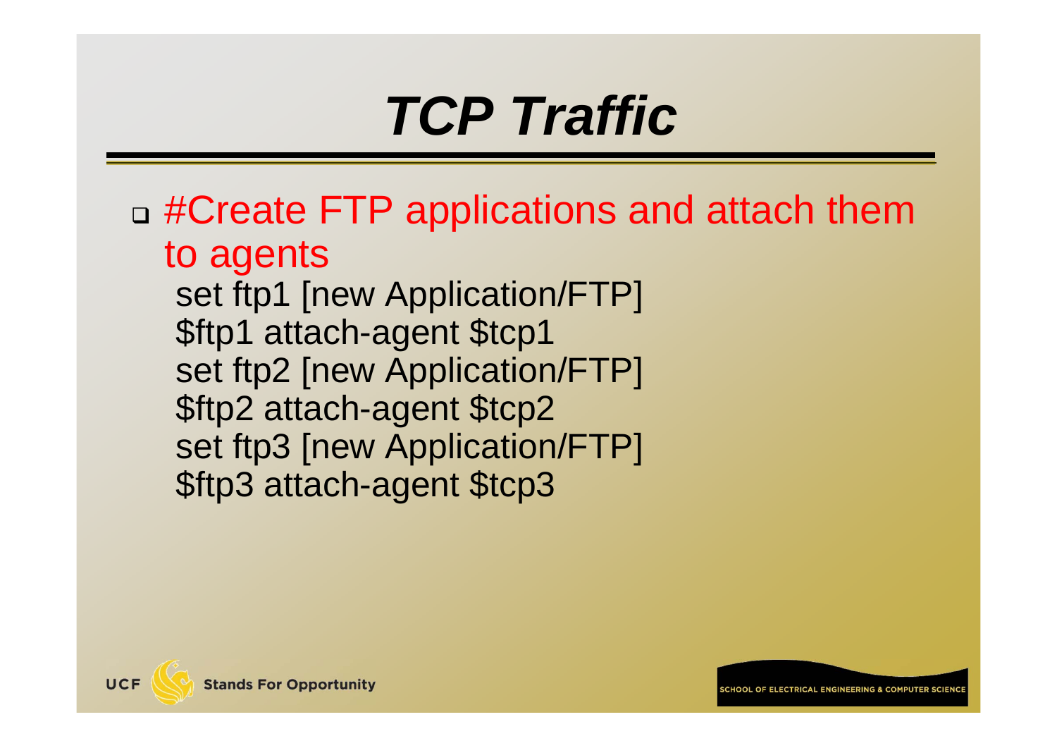# *TCP Traffic*

- #Create FTP applications and attach them to agents

```
set ftp1 [new Application/FTP]
$ftp1 attach-agent $tcp1
set ftp2 [new Application/FTP]
$ftp2 attach-agent $tcp2
set ftp3 [new Application/FTP]
$ftp3 attach-agent $tcp3
```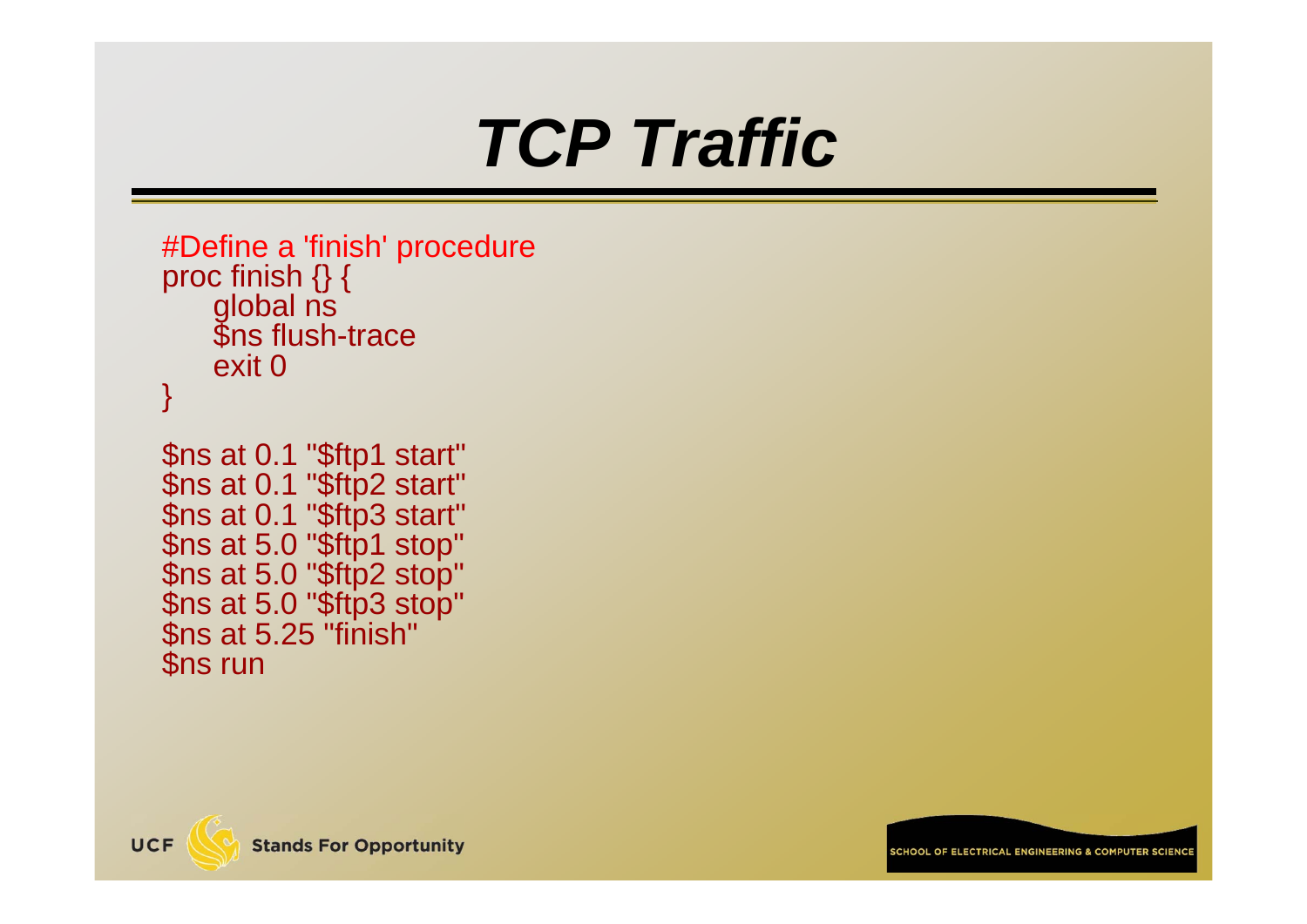# *TCP Traffic*

```
#Define a 'finish' procedure
proc finish {} {
    global ns
    $ns flush-trace
    exit 0
}

$ns at 0.1 "$ftp1 start"
$ns at 0.1 "$ftp2 start"
$ns at 0.1 "$ftp3 start"
$ns at 5.0 "$ftp1 stop"
$ns at 5.0 "$ftp2 stop"
$ns at 5.0 "$ftp3 stop"
$ns at 5.25 "finish"
$ns run
```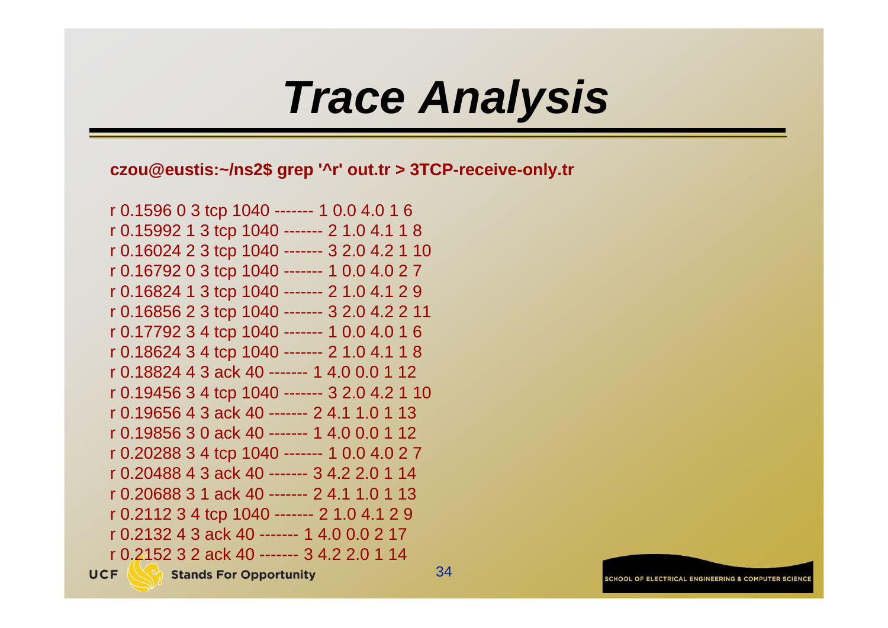# *Trace Analysis*

**czou@eustis:~/ns2$ grep '^r' out.tr > 3TCP-receive-only.tr**

```
r 0.1596 0 3 tcp 1040 ------- 1 0.0 4.0 1 6
r 0.15992 1 3 tcp 1040 ------- 2 1.0 4.1 1 8
r 0.16024 2 3 tcp 1040 ------- 3 2.0 4.2 1 10
r 0.16792 0 3 tcp 1040 ------- 1 0.0 4.0 2 7
r 0.16824 1 3 tcp 1040 ------- 2 1.0 4.1 2 9
r 0.16856 2 3 tcp 1040 ------- 3 2.0 4.2 2 11
r 0.17792 3 4 tcp 1040 ------- 1 0.0 4.0 1 6
r 0.18624 3 4 tcp 1040 ------- 2 1.0 4.1 1 8
r 0.18824 4 3 ack 40 ------- 1 4.0 0.0 1 12
r 0.19456 3 4 tcp 1040 ------- 3 2.0 4.2 1 10
r 0.19656 4 3 ack 40 ------- 2 4.1 1.0 1 13
r 0.19856 3 0 ack 40 ------- 1 4.0 0.0 1 12
r 0.20288 3 4 tcp 1040 ------- 1 0.0 4.0 2 7
r 0.20488 4 3 ack 40 ------- 3 4.2 2.0 1 14
r 0.20688 3 1 ack 40 ------- 2 4.1 1.0 1 13
r 0.2112 3 4 tcp 1040 ------- 2 1.0 4.1 2 9
r 0.2132 4 3 ack 40 ------- 1 4.0 0.0 2 17
r 0.2152 3 2 ack 40 ------- 3 4.2 2.0 1 14
```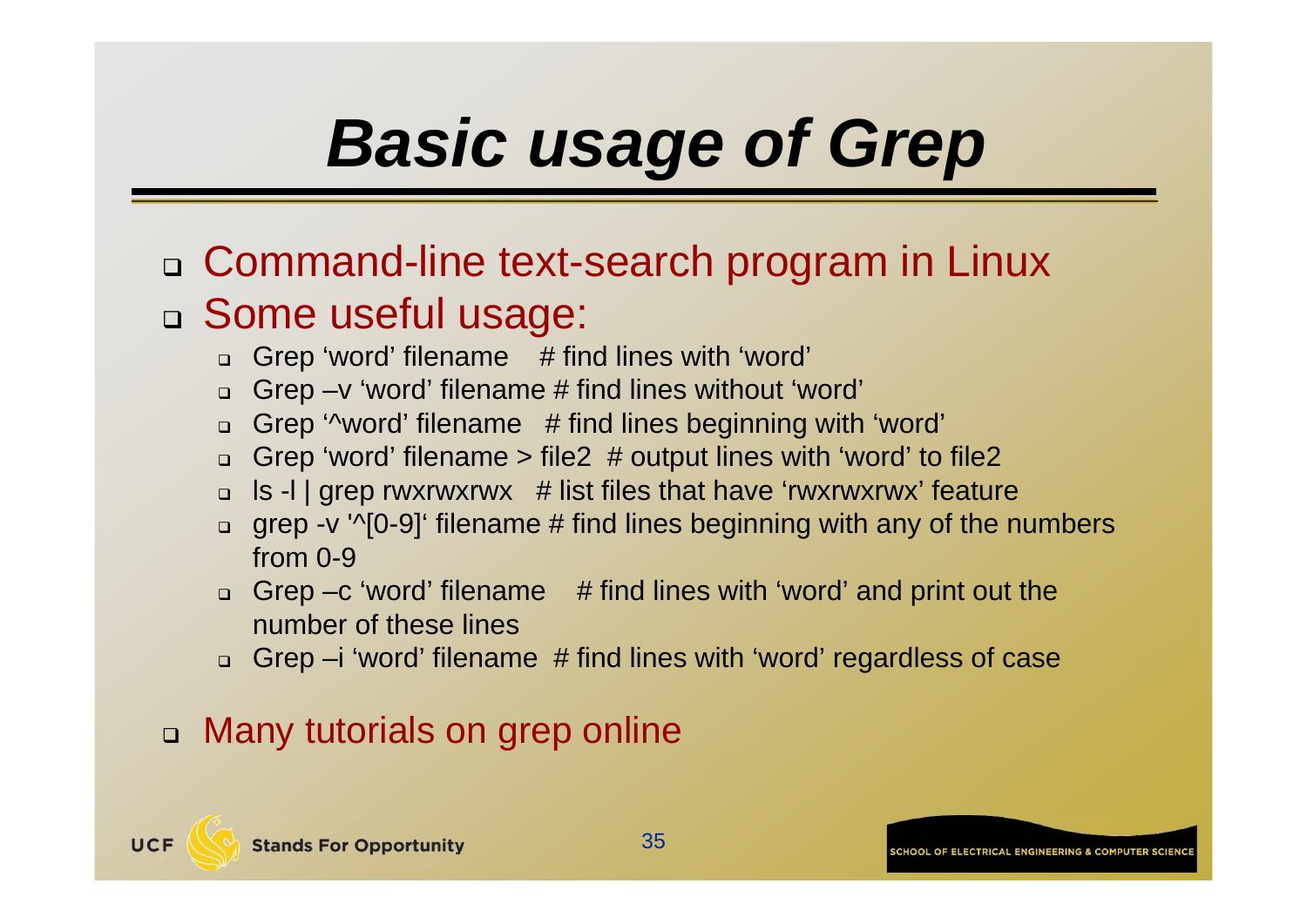# Basic usage of Grep

- Command-line text-search program in Linux
- Some useful usage:
  - Grep ‘word’ filename # find lines with ‘word’
  - Grep –v ‘word’ filename # find lines without ‘word’
  - Grep ‘^word’ filename # find lines beginning with ‘word’
  - Grep ‘word’ filename > file2 # output lines with ‘word’ to file2
  - ls -l | grep rwxrwxrwx # list files that have ‘rwxrwxrwx’ feature
  - grep -v '^[0-9]‘ filename # find lines beginning with any of the numbers from 0-9
  - Grep –c ‘word’ filename # find lines with ‘word’ and print out the number of these lines
  - Grep –i ‘word’ filename # find lines with ‘word’ regardless of case
- Many tutorials on grep online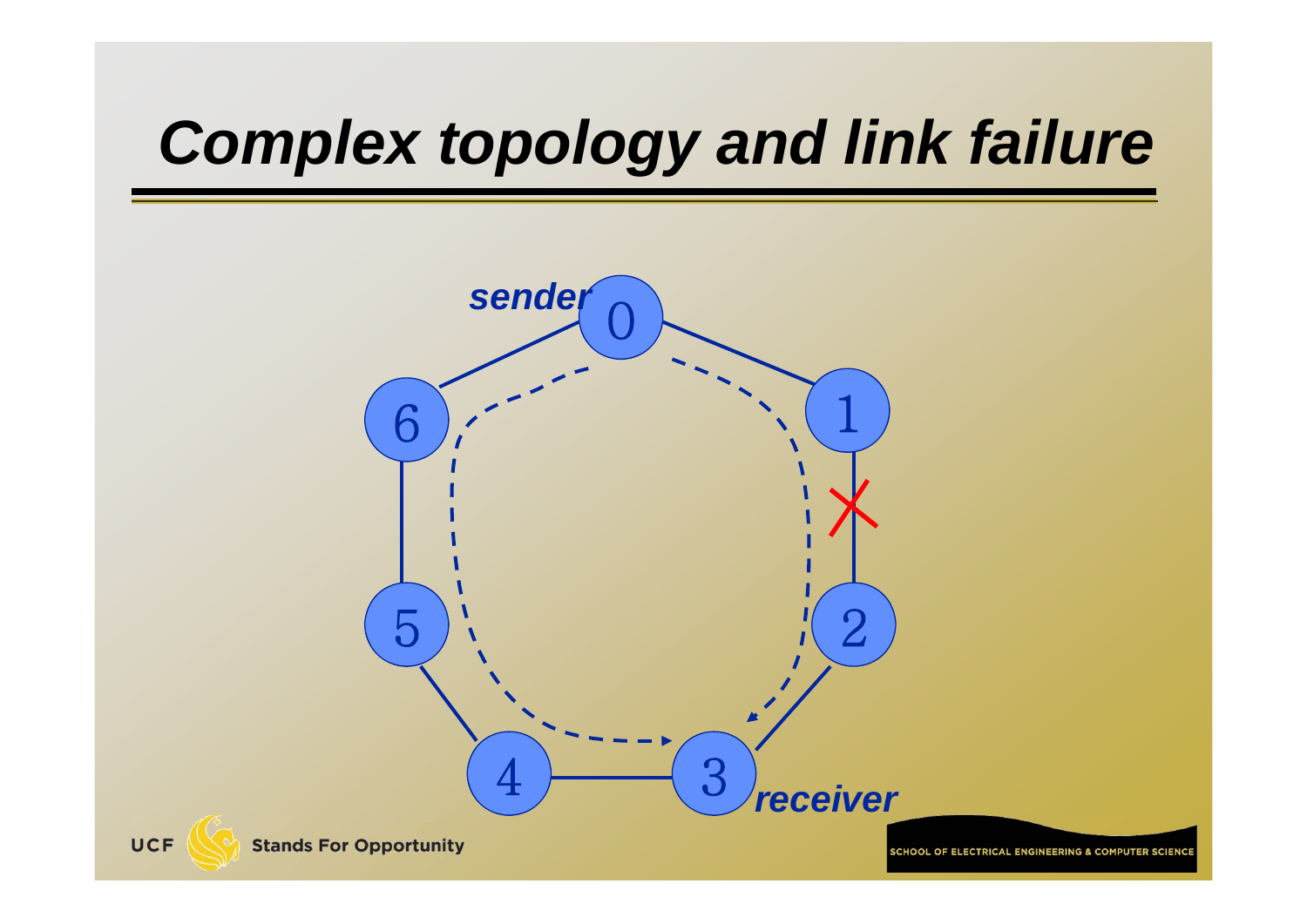# Complex topology and link failure

*sender* 0

1

2

3 *receiver*

4

5

6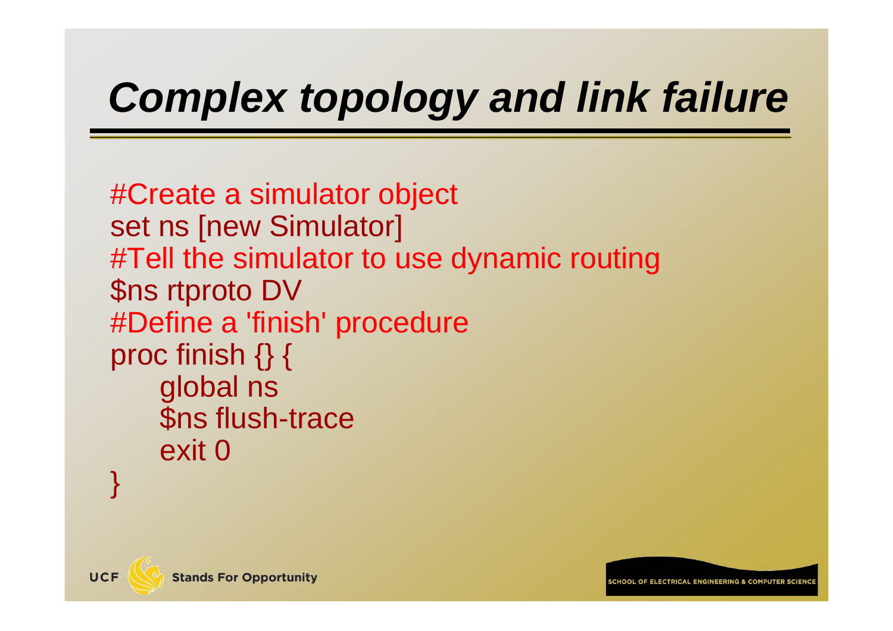# *Complex topology and link failure*

```
#Create a simulator object
set ns [new Simulator]
#Tell the simulator to use dynamic routing
$ns rtproto DV
#Define a 'finish' procedure
proc finish {} {
    global ns
    $ns flush-trace
    exit 0
}
```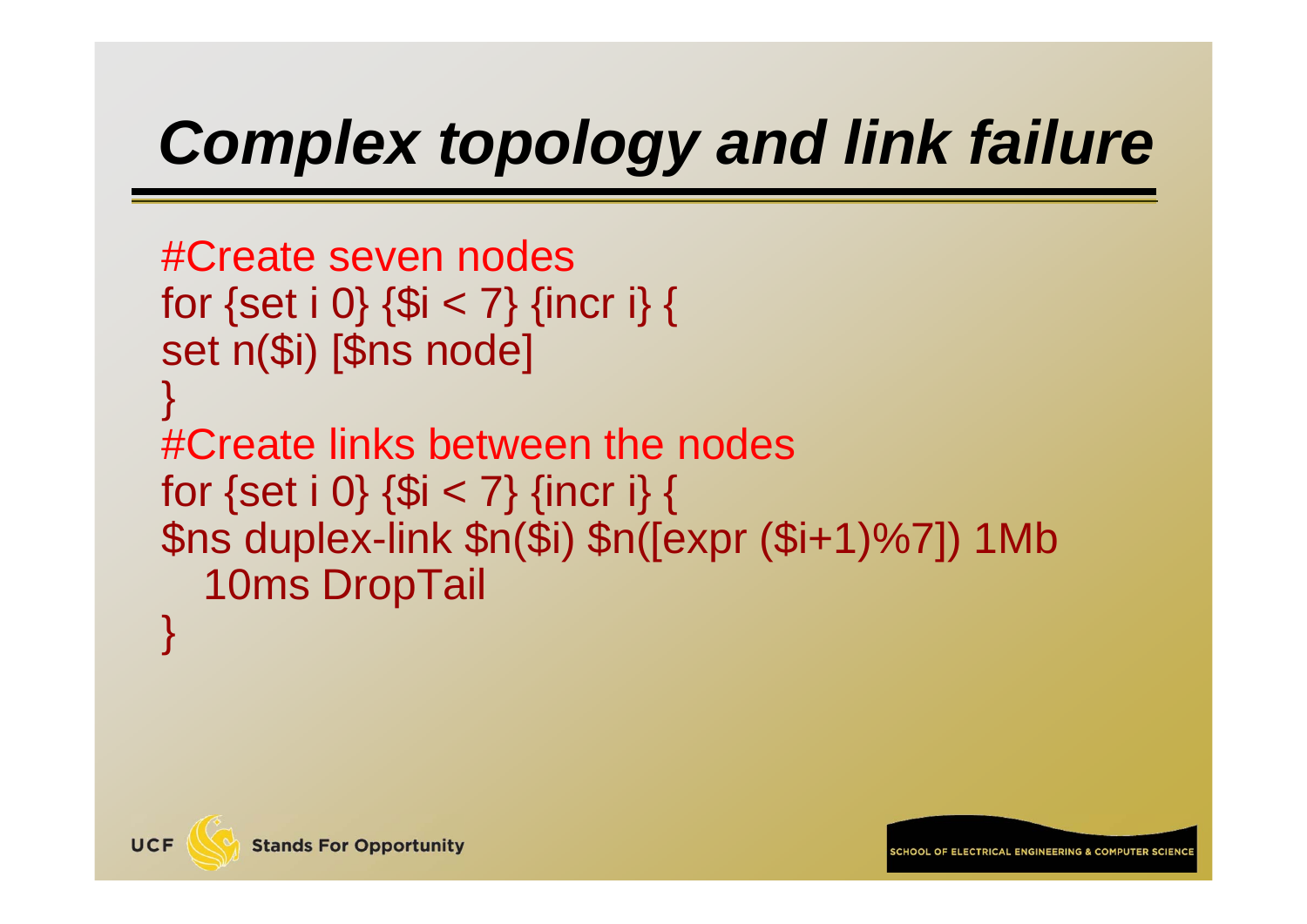# *Complex topology and link failure*

```
#Create seven nodes
for {set i 0} {$i < 7} {incr i} {
set n($i) [$ns node]
}
#Create links between the nodes
for {set i 0} {$i < 7} {incr i} {
$ns duplex-link $n($i) $n([expr ($i+1)%7]) 1Mb
  10ms DropTail
}
```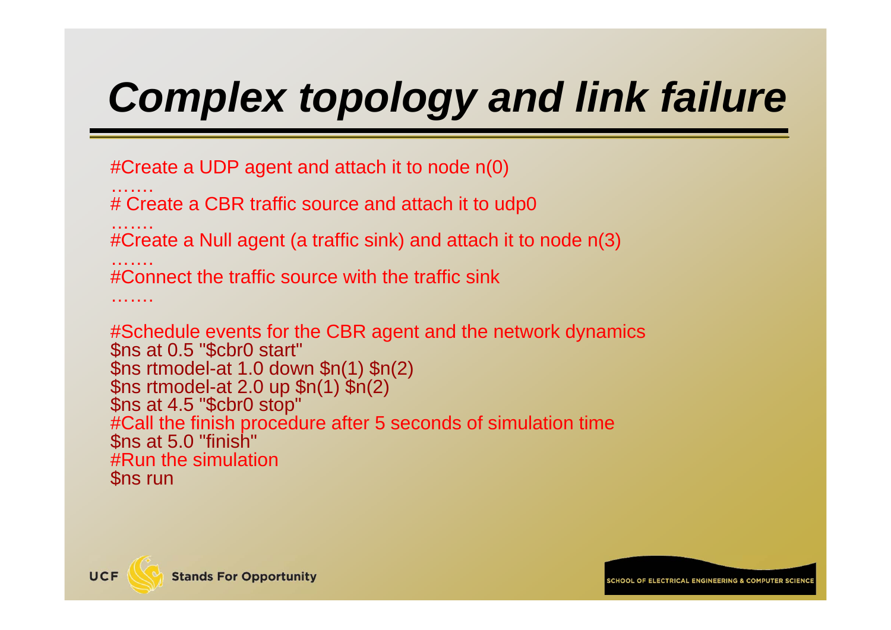# Complex topology and link failure

```
#Create a UDP agent and attach it to node n(0)
…….
# Create a CBR traffic source and attach it to udp0
…….
#Create a Null agent (a traffic sink) and attach it to node n(3)
…….
#Connect the traffic source with the traffic sink
…….

#Schedule events for the CBR agent and the network dynamics
$ns at 0.5 "$cbr0 start"
$ns rtmodel-at 1.0 down $n(1) $n(2)
$ns rtmodel-at 2.0 up $n(1) $n(2)
$ns at 4.5 "$cbr0 stop"
#Call the finish procedure after 5 seconds of simulation time
$ns at 5.0 "finish"
#Run the simulation
$ns run
```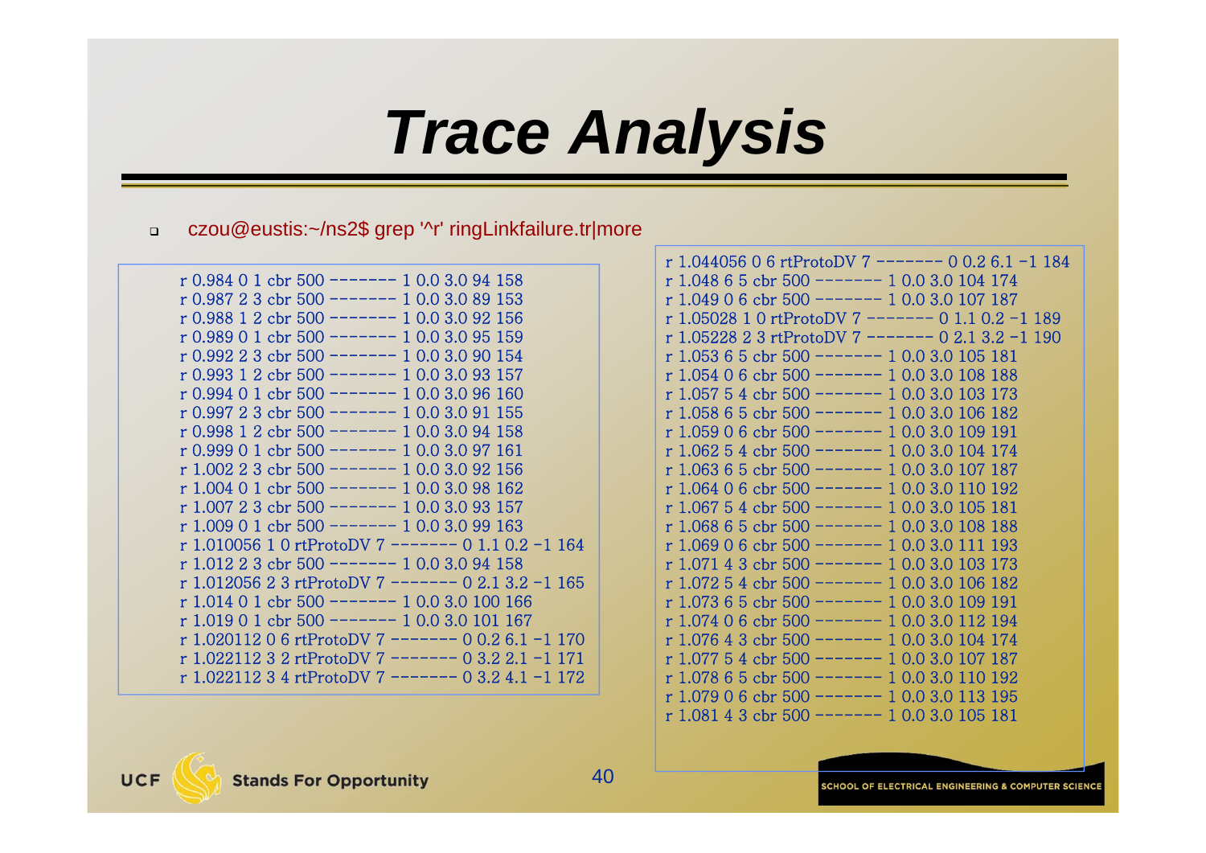# Trace Analysis

- czou@eustis:~/ns2$ grep '^r' ringLinkfailure.tr|more

```
r 0.984 0 1 cbr 500 ------- 1 0.0 3.0 94 158
r 0.987 2 3 cbr 500 ------- 1 0.0 3.0 89 153
r 0.988 1 2 cbr 500 ------- 1 0.0 3.0 92 156
r 0.989 0 1 cbr 500 ------- 1 0.0 3.0 95 159
r 0.992 2 3 cbr 500 ------- 1 0.0 3.0 90 154
r 0.993 1 2 cbr 500 ------- 1 0.0 3.0 93 157
r 0.994 0 1 cbr 500 ------- 1 0.0 3.0 96 160
r 0.997 2 3 cbr 500 ------- 1 0.0 3.0 91 155
r 0.998 1 2 cbr 500 ------- 1 0.0 3.0 94 158
r 0.999 0 1 cbr 500 ------- 1 0.0 3.0 97 161
r 1.002 2 3 cbr 500 ------- 1 0.0 3.0 92 156
r 1.004 0 1 cbr 500 ------- 1 0.0 3.0 98 162
r 1.007 2 3 cbr 500 ------- 1 0.0 3.0 93 157
r 1.009 0 1 cbr 500 ------- 1 0.0 3.0 99 163
r 1.010056 1 0 rtProtoDV 7 ------- 0 1.1 0.2 -1 164
r 1.012 2 3 cbr 500 ------- 1 0.0 3.0 94 158
r 1.012056 2 3 rtProtoDV 7 ------- 0 2.1 3.2 -1 165
r 1.014 0 1 cbr 500 ------- 1 0.0 3.0 100 166
r 1.019 0 1 cbr 500 ------- 1 0.0 3.0 101 167
r 1.020112 0 6 rtProtoDV 7 ------- 0 0.2 6.1 -1 170
r 1.022112 3 2 rtProtoDV 7 ------- 0 3.2 2.1 -1 171
r 1.022112 3 4 rtProtoDV 7 ------- 0 3.2 4.1 -1 172
```

```
r 1.044056 0 6 rtProtoDV 7 ------- 0 0.2 6.1 -1 184
r 1.048 6 5 cbr 500 ------- 1 0.0 3.0 104 174
r 1.049 0 6 cbr 500 ------- 1 0.0 3.0 107 187
r 1.05028 1 0 rtProtoDV 7 ------- 0 1.1 0.2 -1 189
r 1.05228 2 3 rtProtoDV 7 ------- 0 2.1 3.2 -1 190
r 1.053 6 5 cbr 500 ------- 1 0.0 3.0 105 181
r 1.054 0 6 cbr 500 ------- 1 0.0 3.0 108 188
r 1.057 5 4 cbr 500 ------- 1 0.0 3.0 103 173
r 1.058 6 5 cbr 500 ------- 1 0.0 3.0 106 182
r 1.059 0 6 cbr 500 ------- 1 0.0 3.0 109 191
r 1.062 5 4 cbr 500 ------- 1 0.0 3.0 104 174
r 1.063 6 5 cbr 500 ------- 1 0.0 3.0 107 187
r 1.064 0 6 cbr 500 ------- 1 0.0 3.0 110 192
r 1.067 5 4 cbr 500 ------- 1 0.0 3.0 105 181
r 1.068 6 5 cbr 500 ------- 1 0.0 3.0 108 188
r 1.069 0 6 cbr 500 ------- 1 0.0 3.0 111 193
r 1.071 4 3 cbr 500 ------- 1 0.0 3.0 103 173
r 1.072 5 4 cbr 500 ------- 1 0.0 3.0 106 182
r 1.073 6 5 cbr 500 ------- 1 0.0 3.0 109 191
r 1.074 0 6 cbr 500 ------- 1 0.0 3.0 112 194
r 1.076 4 3 cbr 500 ------- 1 0.0 3.0 104 174
r 1.077 5 4 cbr 500 ------- 1 0.0 3.0 107 187
r 1.078 6 5 cbr 500 ------- 1 0.0 3.0 110 192
r 1.079 0 6 cbr 500 ------- 1 0.0 3.0 113 195
r 1.081 4 3 cbr 500 ------- 1 0.0 3.0 105 181
```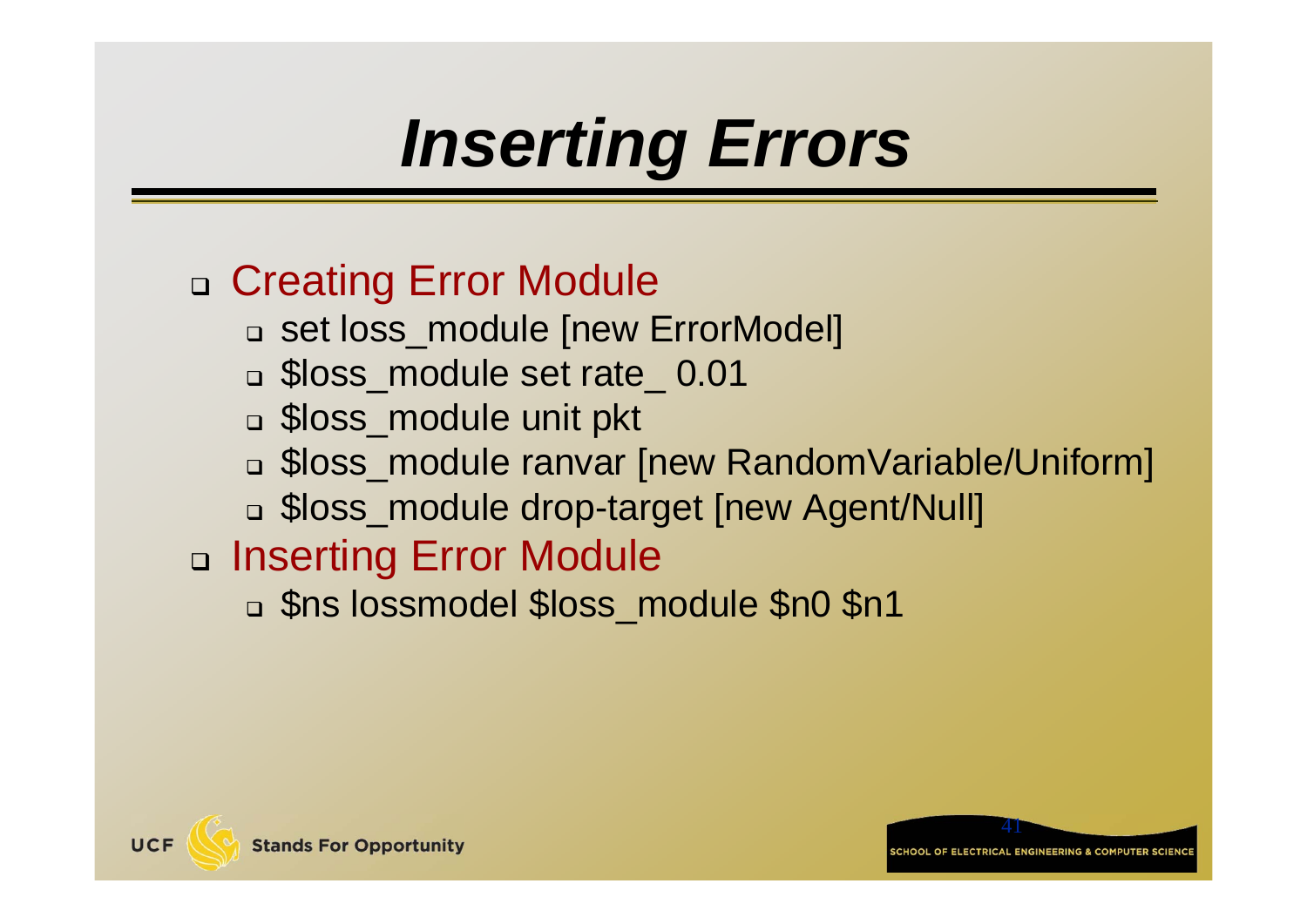# Inserting Errors

- Creating Error Module
  - set loss_module [new ErrorModel]
  - $loss_module set rate_ 0.01
  - $loss_module unit pkt
  - $loss_module ranvar [new RandomVariable/Uniform]
  - $loss_module drop-target [new Agent/Null]
- Inserting Error Module
  - $ns lossmodel $loss_module $n0 $n1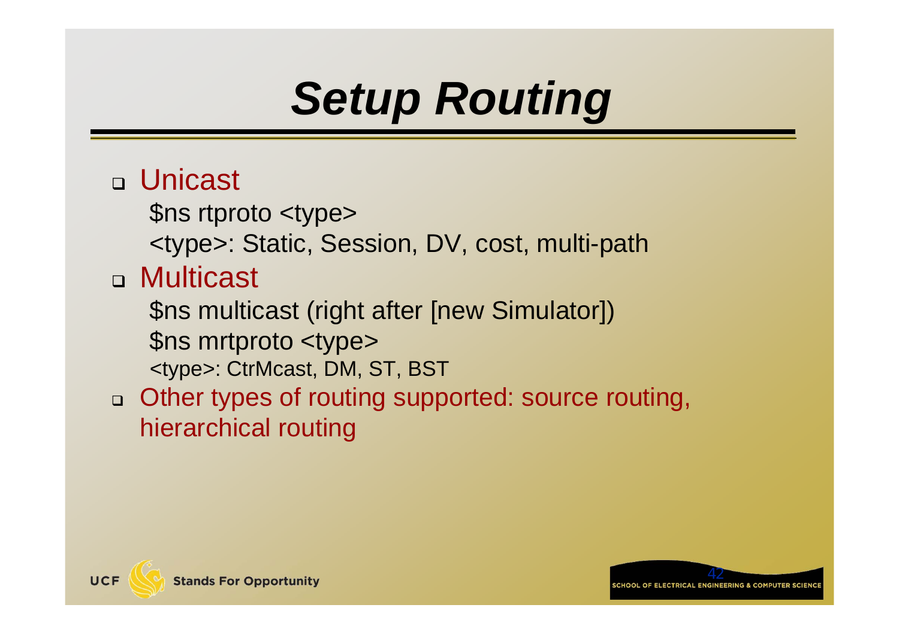# *Setup Routing*

- Unicast

  $ns rtproto <type>

  <type>: Static, Session, DV, cost, multi-path

- Multicast

  $ns multicast (right after [new Simulator])

  $ns mrtproto <type>

  <type>: CtrMcast, DM, ST, BST

- Other types of routing supported: source routing, hierarchical routing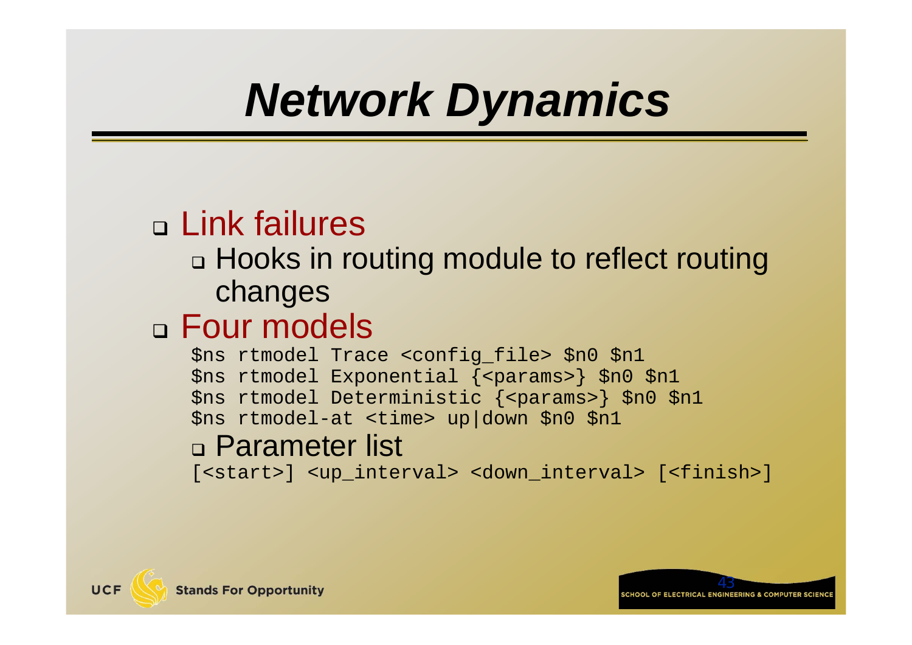# *Network Dynamics*

- Link failures
  - Hooks in routing module to reflect routing changes
- Four models

```
$ns rtmodel Trace <config_file> $n0 $n1
$ns rtmodel Exponential {<params>} $n0 $n1
$ns rtmodel Deterministic {<params>} $n0 $n1
$ns rtmodel-at <time> up|down $n0 $n1
```

  - Parameter list

```
[<start>] <up_interval> <down_interval> [<finish>]
```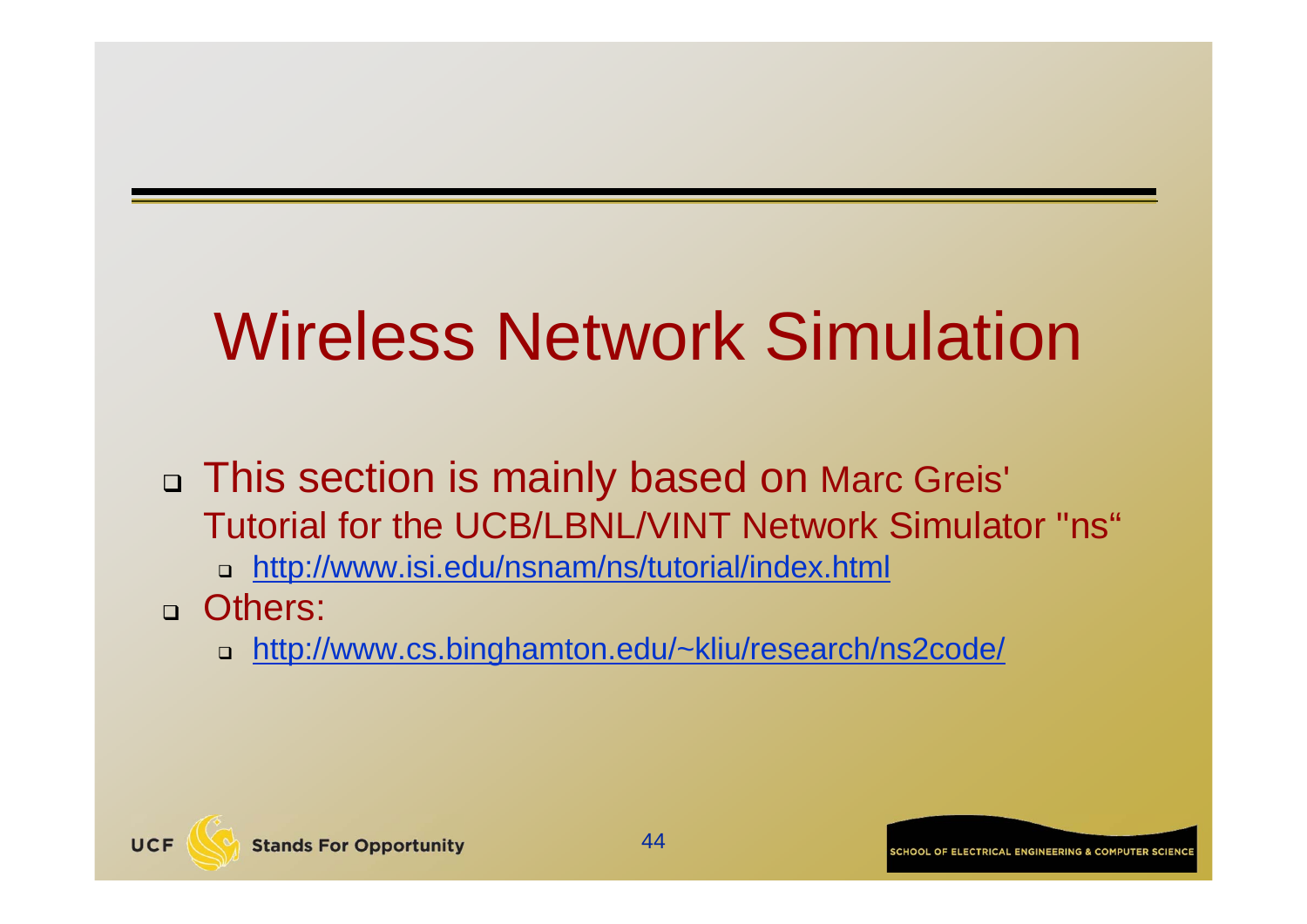# Wireless Network Simulation

- This section is mainly based on Marc Greis' Tutorial for the UCB/LBNL/VINT Network Simulator "ns"
  - http://www.isi.edu/nsnam/ns/tutorial/index.html
- Others:
  - http://www.cs.binghamton.edu/~kliu/research/ns2code/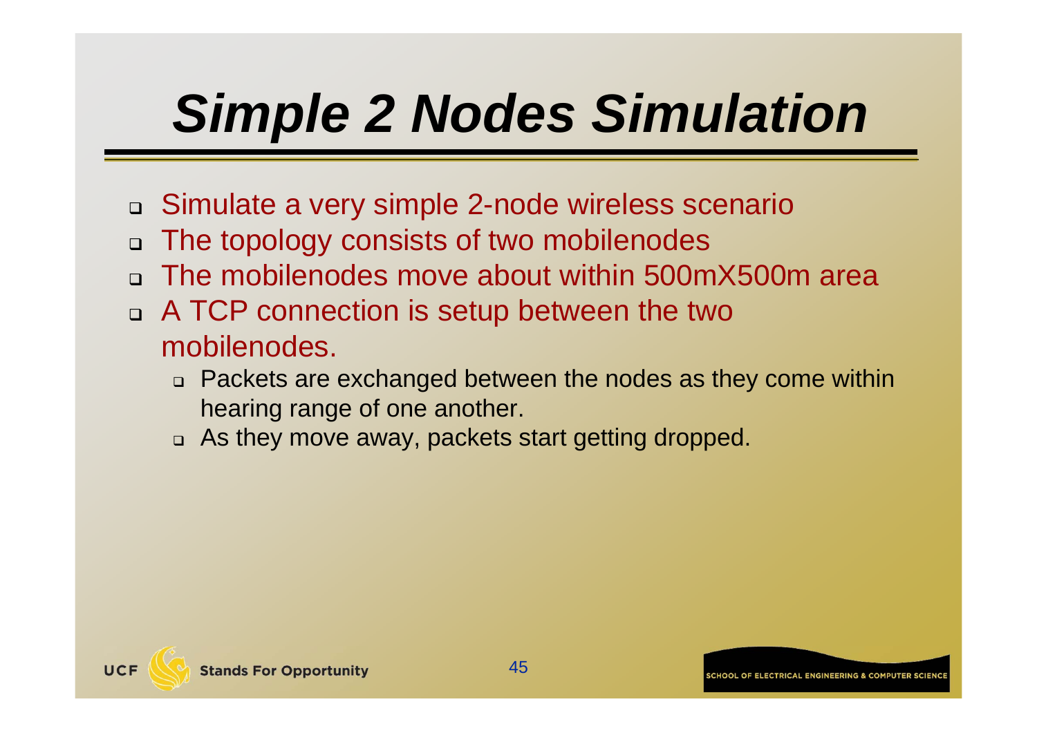# *Simple 2 Nodes Simulation*

- Simulate a very simple 2-node wireless scenario
- The topology consists of two mobilenodes
- The mobilenodes move about within 500mX500m area
- A TCP connection is setup between the two mobilenodes.
  - Packets are exchanged between the nodes as they come within hearing range of one another.
  - As they move away, packets start getting dropped.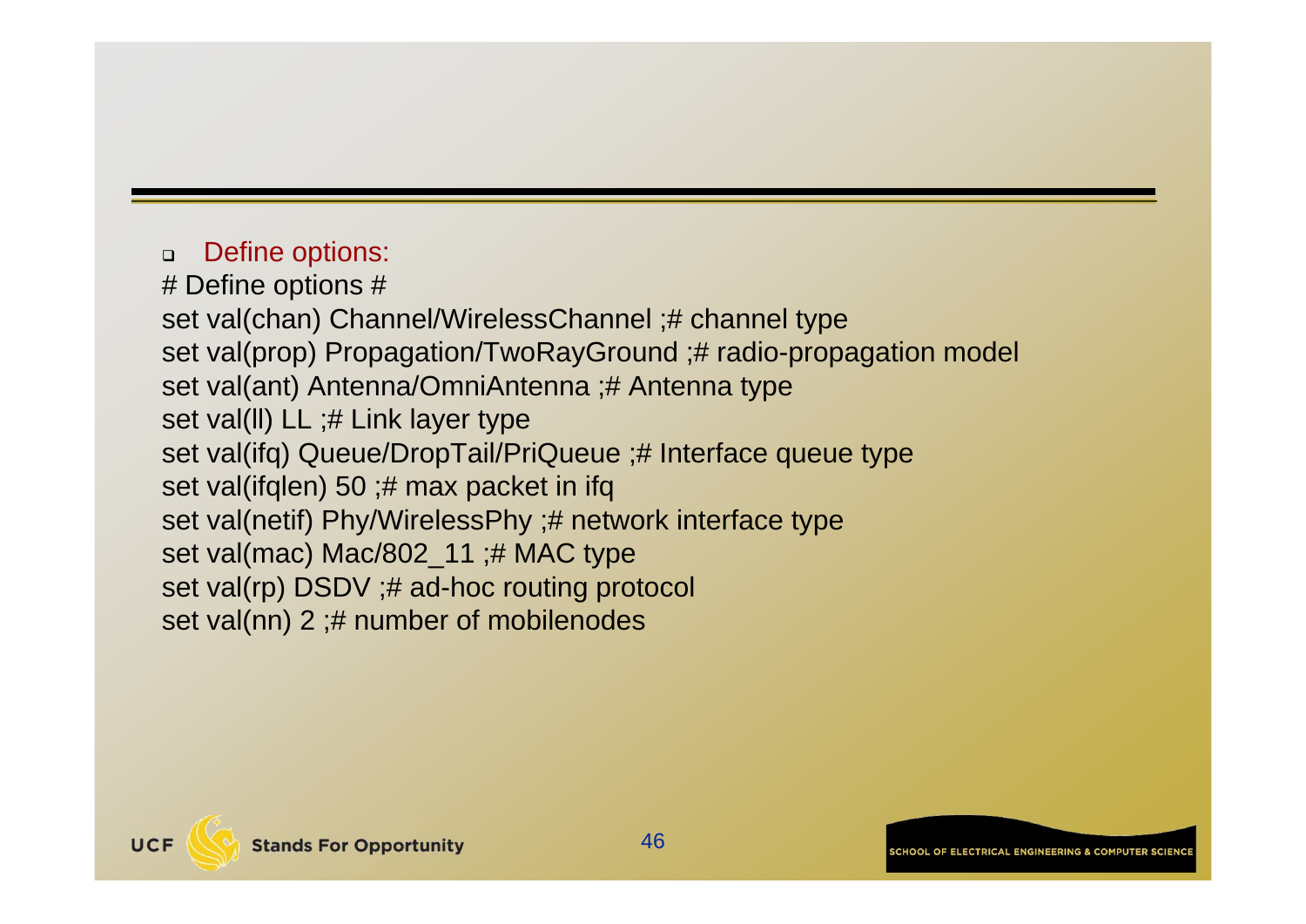- Define options:

```
# Define options #
set val(chan) Channel/WirelessChannel ;# channel type
set val(prop) Propagation/TwoRayGround ;# radio-propagation model
set val(ant) Antenna/OmniAntenna ;# Antenna type
set val(ll) LL ;# Link layer type
set val(ifq) Queue/DropTail/PriQueue ;# Interface queue type
set val(ifqlen) 50 ;# max packet in ifq
set val(netif) Phy/WirelessPhy ;# network interface type
set val(mac) Mac/802_11 ;# MAC type
set val(rp) DSDV ;# ad-hoc routing protocol
set val(nn) 2 ;# number of mobilenodes
```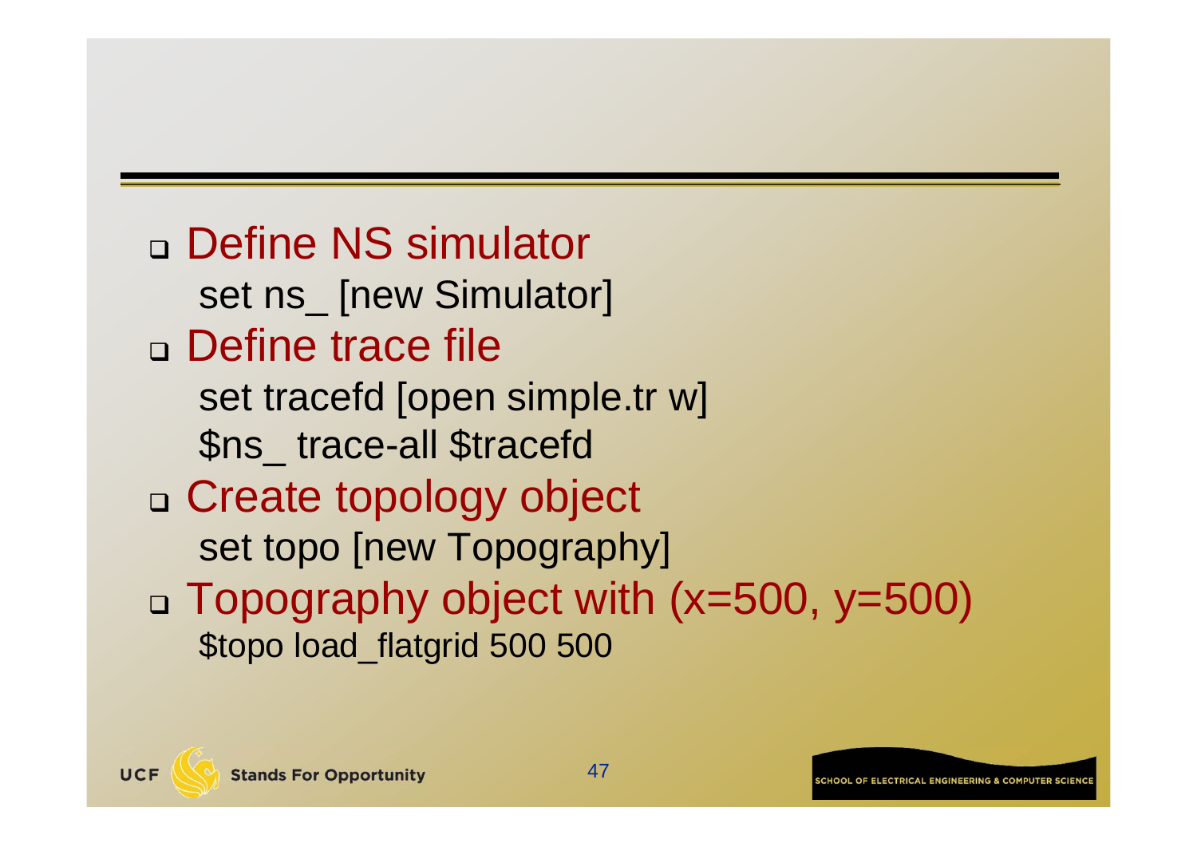- Define NS simulator

```
set ns_ [new Simulator]
```

- Define trace file

```
set tracefd [open simple.tr w]
$ns_ trace-all $tracefd
```

- Create topology object

```
set topo [new Topography]
```

- Topography object with (x=500, y=500)

```
$topo load_flatgrid 500 500
```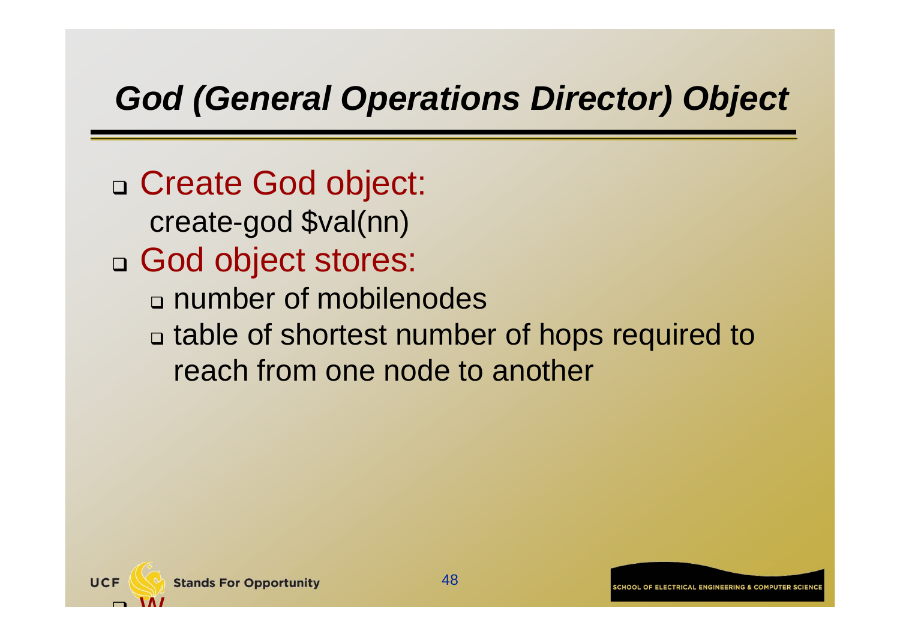# God (General Operations Director) Object

- Create God object:
  create-god $val(nn)
- God object stores:
  - number of mobilenodes
  - table of shortest number of hops required to reach from one node to another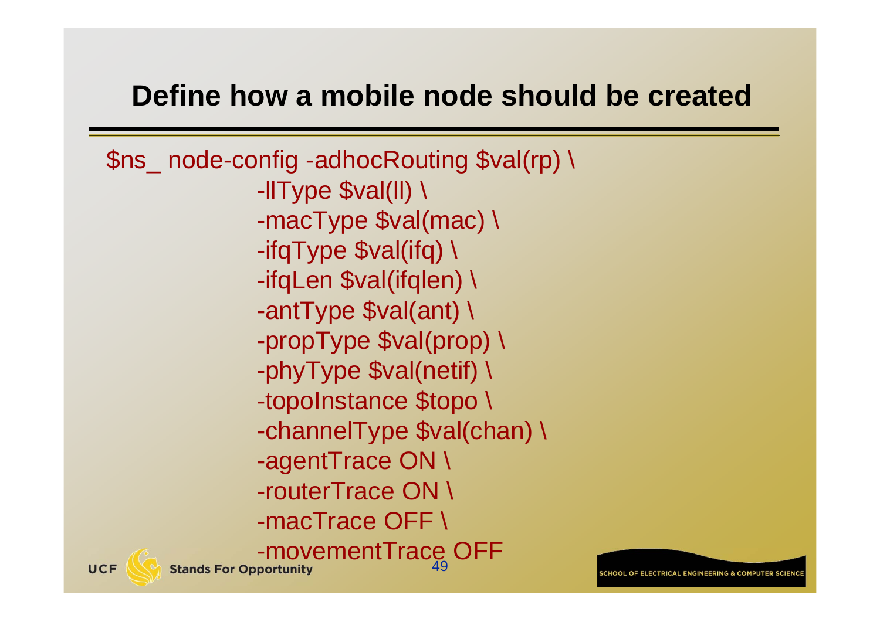## Define how a mobile node should be created

```
$ns_ node-config -adhocRouting $val(rp) \
            -llType $val(ll) \
            -macType $val(mac) \
            -ifqType $val(ifq) \
            -ifqLen $val(ifqlen) \
            -antType $val(ant) \
            -propType $val(prop) \
            -phyType $val(netif) \
            -topoInstance $topo \
            -channelType $val(chan) \
            -agentTrace ON \
            -routerTrace ON \
            -macTrace OFF \
            -movementTrace OFF
```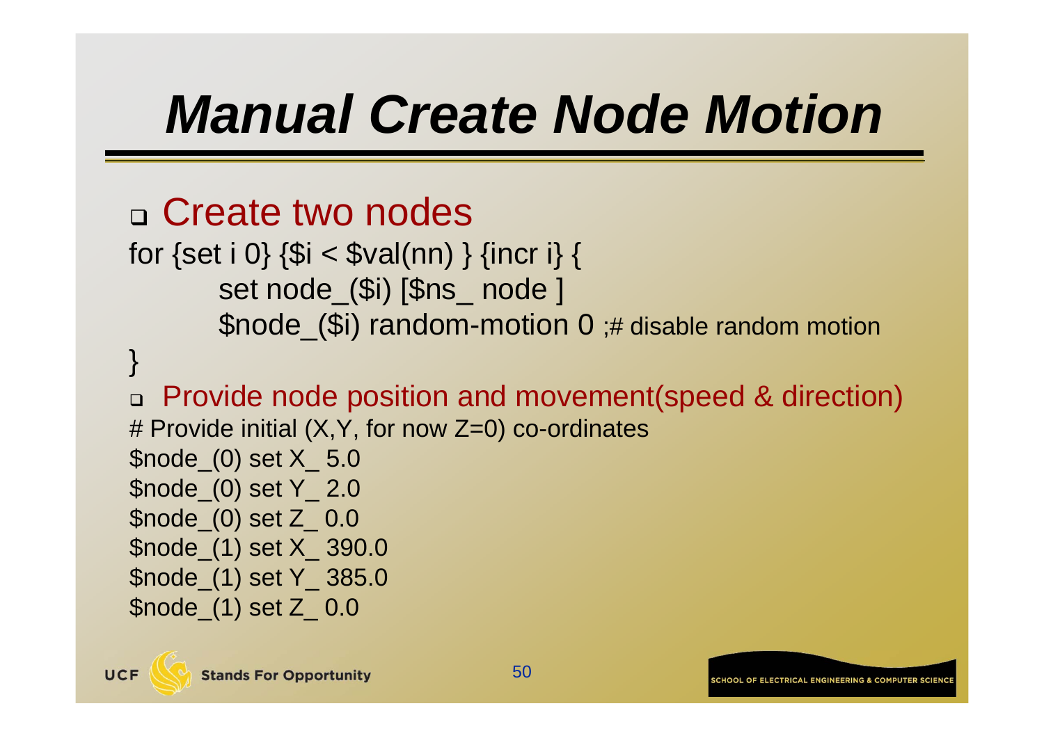# Manual Create Node Motion

- Create two nodes

```
for {set i 0} {$i < $val(nn) } {incr i} {
        set node_($i) [$ns_ node ]
        $node_($i) random-motion 0 ;# disable random motion
}
```

- Provide node position and movement(speed & direction)

```
# Provide initial (X,Y, for now Z=0) co-ordinates
$node_(0) set X_ 5.0
$node_(0) set Y_ 2.0
$node_(0) set Z_ 0.0
$node_(1) set X_ 390.0
$node_(1) set Y_ 385.0
$node_(1) set Z_ 0.0
```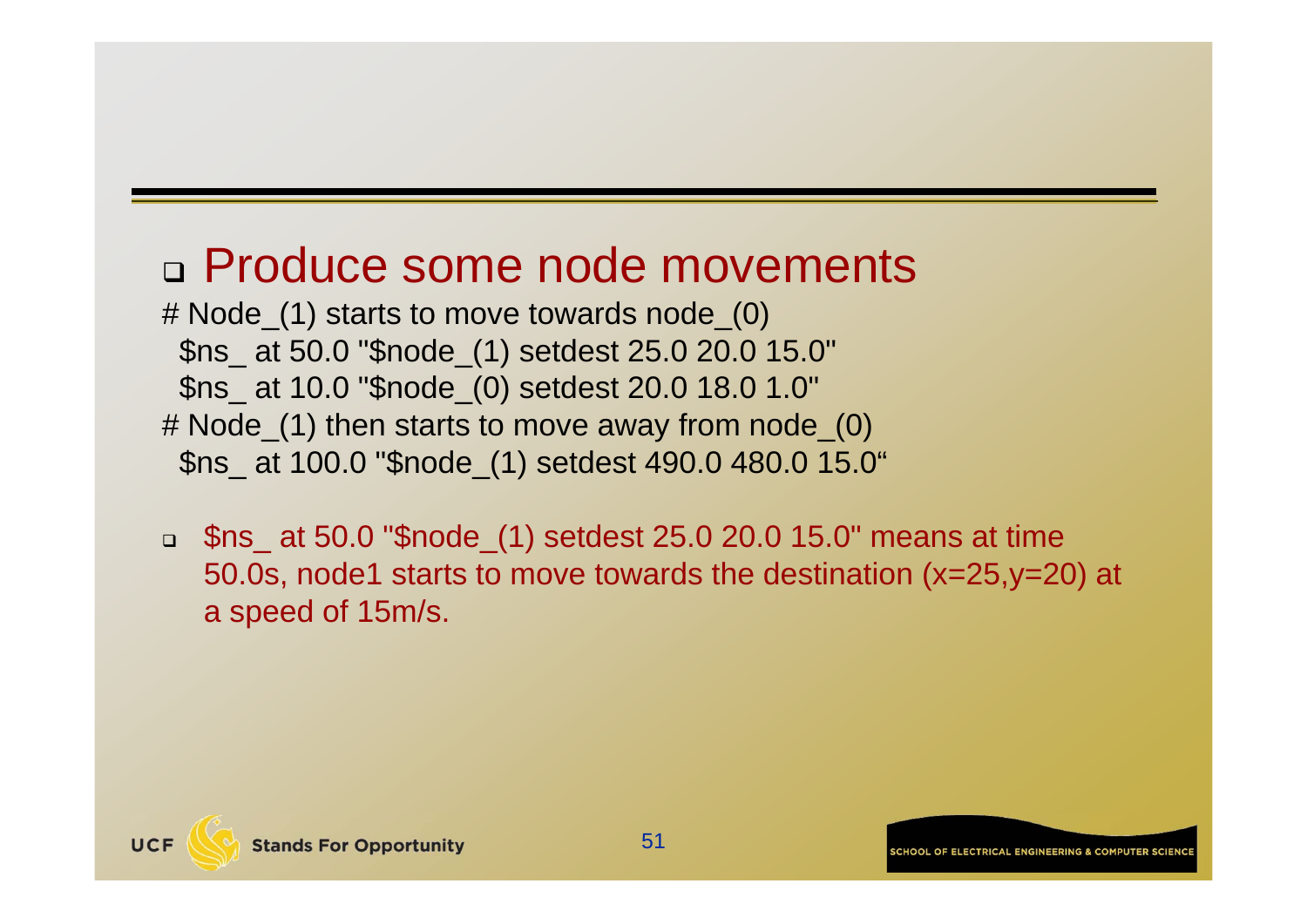- Produce some node movements

```
# Node_(1) starts to move towards node_(0)
 $ns_ at 50.0 "$node_(1) setdest 25.0 20.0 15.0"
 $ns_ at 10.0 "$node_(0) setdest 20.0 18.0 1.0"
# Node_(1) then starts to move away from node_(0)
 $ns_ at 100.0 "$node_(1) setdest 490.0 480.0 15.0“
```

- $ns_ at 50.0 "$node_(1) setdest 25.0 20.0 15.0" means at time 50.0s, node1 starts to move towards the destination (x=25,y=20) at a speed of 15m/s.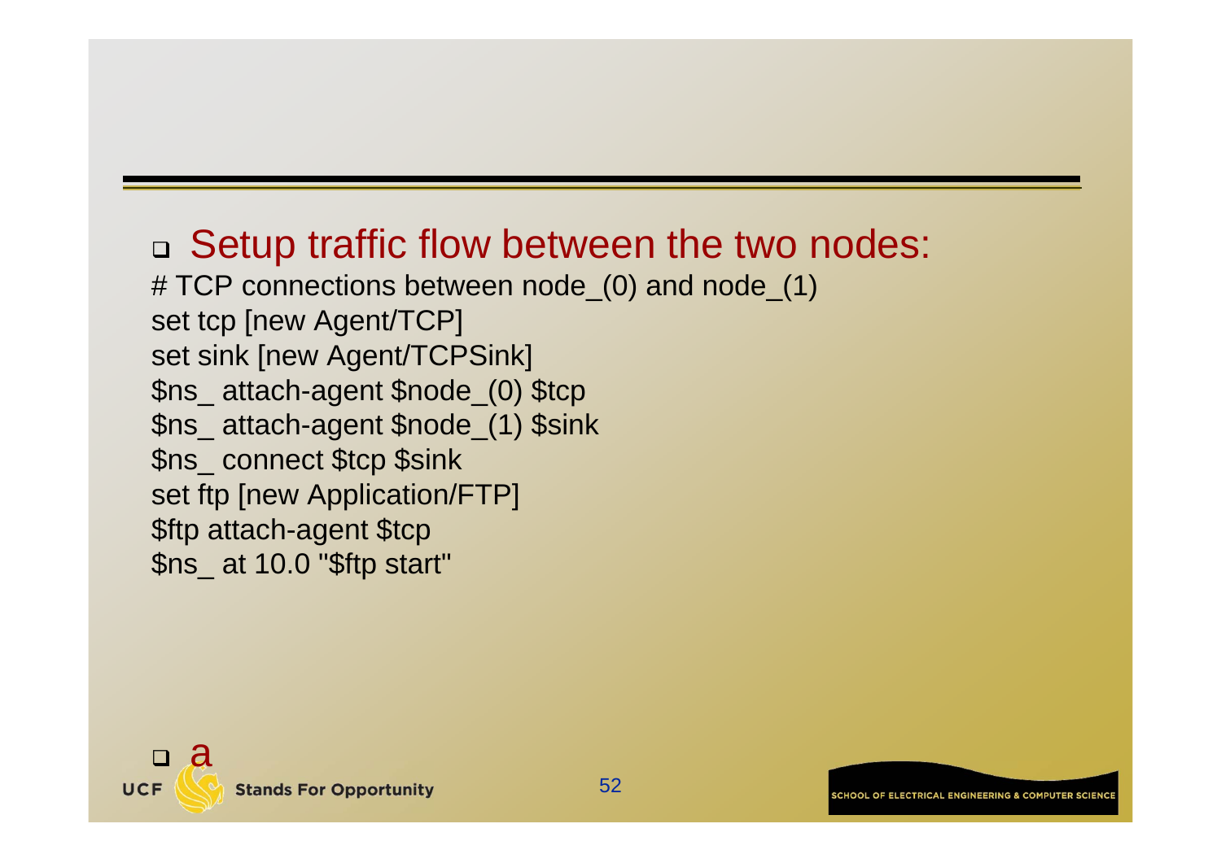- Setup traffic flow between the two nodes:

```
# TCP connections between node_(0) and node_(1)
set tcp [new Agent/TCP]
set sink [new Agent/TCPSink]
$ns_ attach-agent $node_(0) $tcp
$ns_ attach-agent $node_(1) $sink
$ns_ connect $tcp $sink
set ftp [new Application/FTP]
$ftp attach-agent $tcp
$ns_ at 10.0 "$ftp start"
```

- a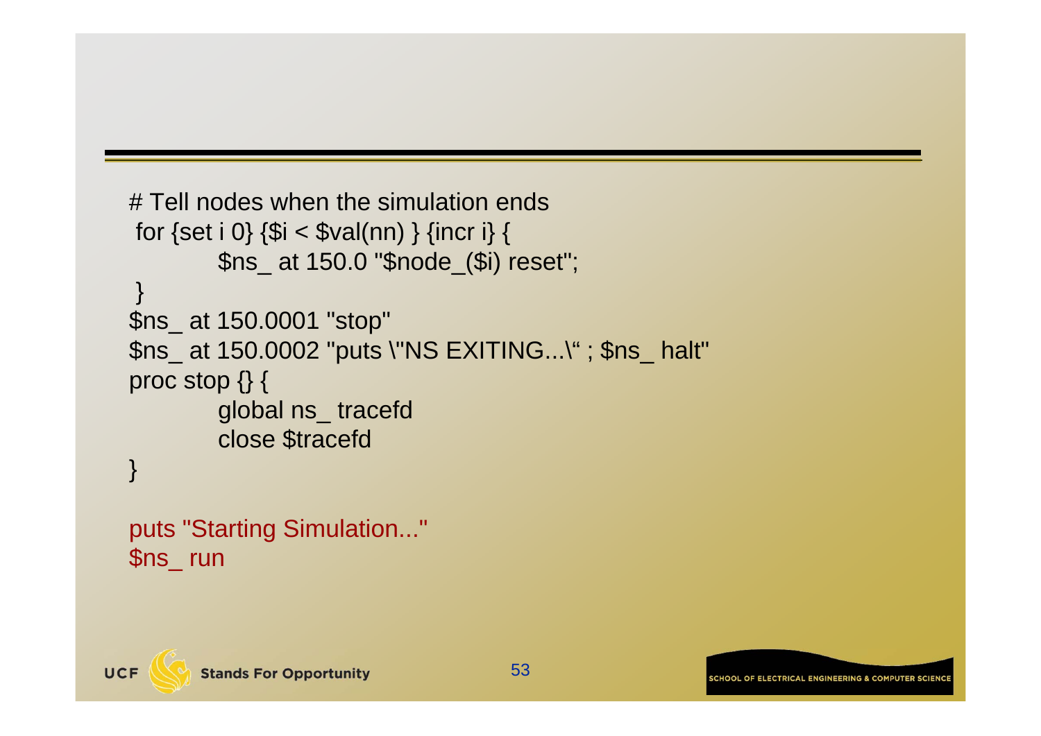```
# Tell nodes when the simulation ends
 for {set i 0} {$i < $val(nn) } {incr i} {
        $ns_ at 150.0 "$node_($i) reset";
 }
$ns_ at 150.0001 "stop"
$ns_ at 150.0002 "puts \"NS EXITING...\" ; $ns_ halt"
proc stop {} {
        global ns_ tracefd
        close $tracefd
}

puts "Starting Simulation..."
$ns_ run
```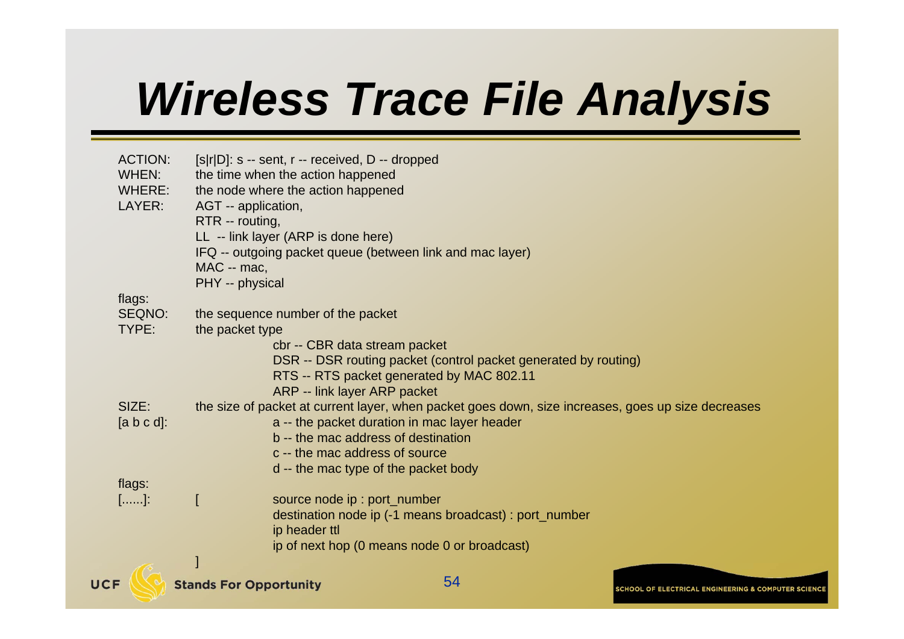# *Wireless Trace File Analysis*

| | | |
|---|---|---|
| ACTION: | [s\|r\|D]: s -- sent, r -- received, D -- dropped | |
| WHEN: | the time when the action happened | |
| WHERE: | the node where the action happened | |
| LAYER: | AGT -- application, | |
| | RTR -- routing, | |
| | LL -- link layer (ARP is done here) | |
| | IFQ -- outgoing packet queue (between link and mac layer) | |
| | MAC -- mac, | |
| | PHY -- physical | |
| flags: | | |
| SEQNO: | the sequence number of the packet | |
| TYPE: | the packet type | |
| | | cbr -- CBR data stream packet |
| | | DSR -- DSR routing packet (control packet generated by routing) |
| | | RTS -- RTS packet generated by MAC 802.11 |
| | | ARP -- link layer ARP packet |
| SIZE: | the size of packet at current layer, when packet goes down, size increases, goes up size decreases | |
| [a b c d]: | | a -- the packet duration in mac layer header |
| | | b -- the mac address of destination |
| | | c -- the mac address of source |
| | | d -- the mac type of the packet body |
| flags: | | |
| [......]: | [ | source node ip : port_number |
| | | destination node ip (-1 means broadcast) : port_number |
| | | ip header ttl |
| | | ip of next hop (0 means node 0 or broadcast) |
| | ] | |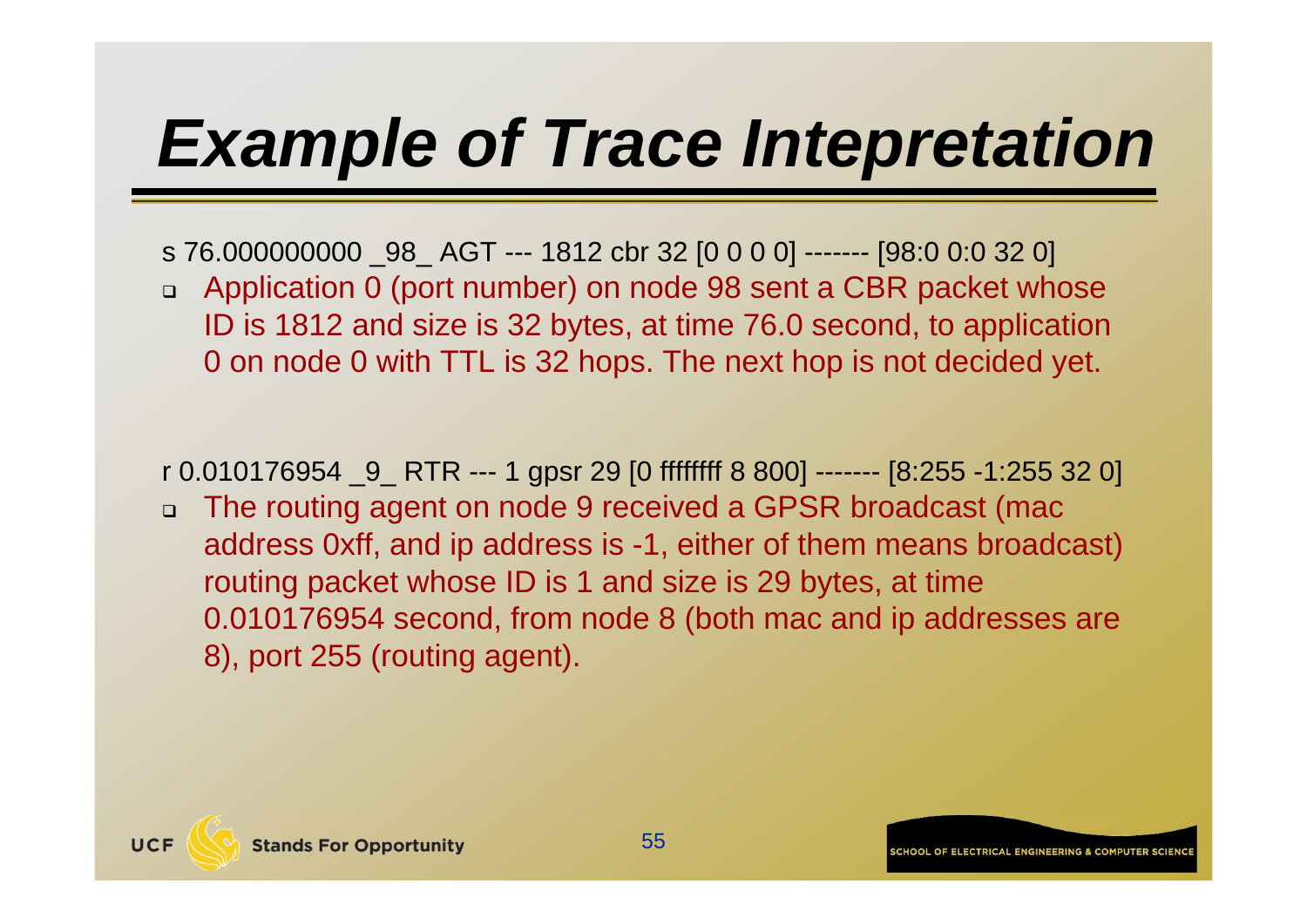# *Example of Trace Intepretation*

s 76.000000000 _98_ AGT --- 1812 cbr 32 [0 0 0 0] ------- [98:0 0:0 32 0]

- Application 0 (port number) on node 98 sent a CBR packet whose ID is 1812 and size is 32 bytes, at time 76.0 second, to application 0 on node 0 with TTL is 32 hops. The next hop is not decided yet.

r 0.010176954 _9_ RTR --- 1 gpsr 29 [0 ffffffff 8 800] ------- [8:255 -1:255 32 0]

- The routing agent on node 9 received a GPSR broadcast (mac address 0xff, and ip address is -1, either of them means broadcast) routing packet whose ID is 1 and size is 29 bytes, at time 0.010176954 second, from node 8 (both mac and ip addresses are 8), port 255 (routing agent).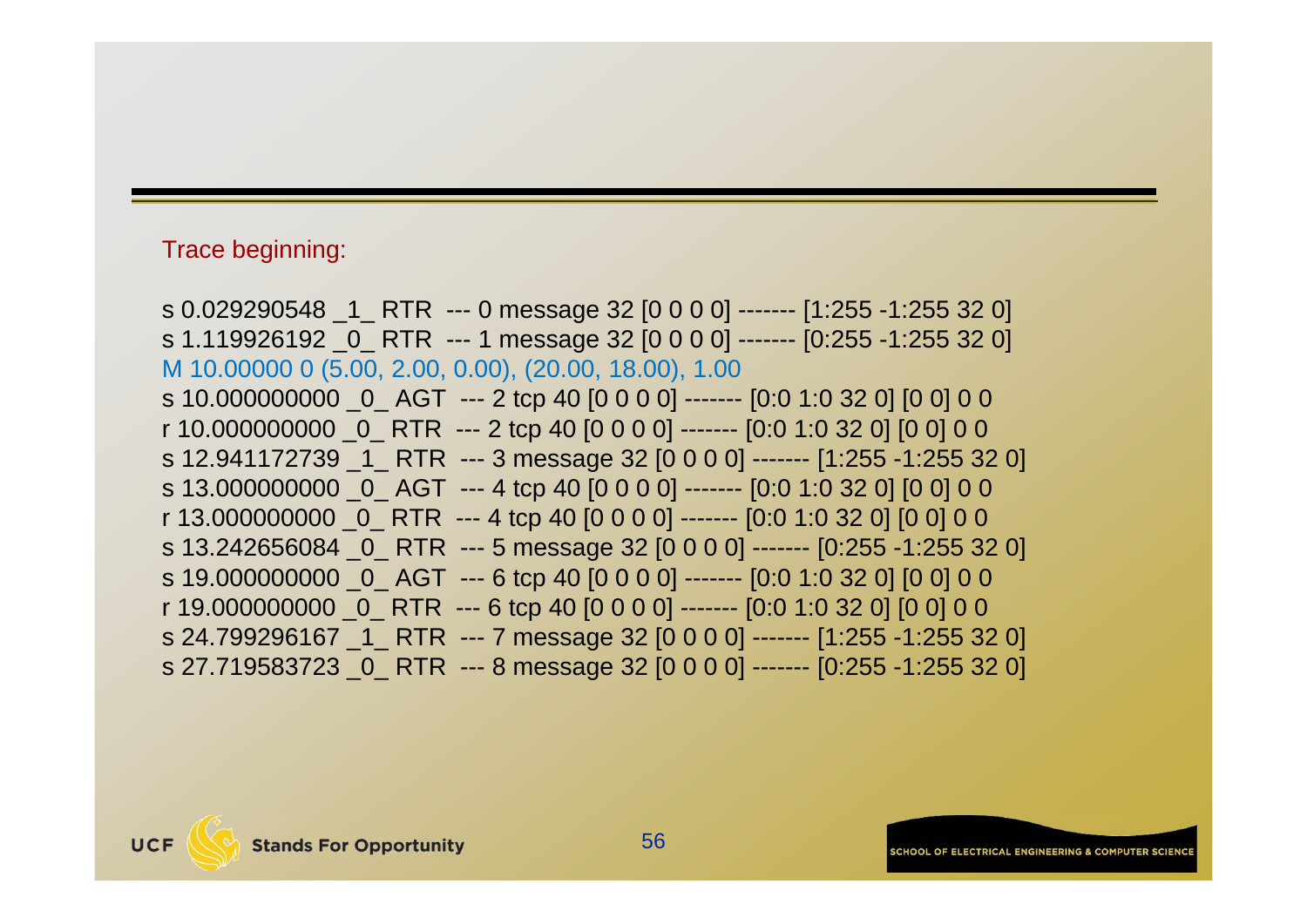Trace beginning:

```
s 0.029290548 _1_ RTR  --- 0 message 32 [0 0 0 0] ------- [1:255 -1:255 32 0]
s 1.119926192 _0_ RTR  --- 1 message 32 [0 0 0 0] ------- [0:255 -1:255 32 0]
M 10.00000 0 (5.00, 2.00, 0.00), (20.00, 18.00), 1.00
s 10.000000000 _0_ AGT  --- 2 tcp 40 [0 0 0 0] ------- [0:0 1:0 32 0] [0 0] 0 0
r 10.000000000 _0_ RTR  --- 2 tcp 40 [0 0 0 0] ------- [0:0 1:0 32 0] [0 0] 0 0
s 12.941172739 _1_ RTR  --- 3 message 32 [0 0 0 0] ------- [1:255 -1:255 32 0]
s 13.000000000 _0_ AGT  --- 4 tcp 40 [0 0 0 0] ------- [0:0 1:0 32 0] [0 0] 0 0
r 13.000000000 _0_ RTR  --- 4 tcp 40 [0 0 0 0] ------- [0:0 1:0 32 0] [0 0] 0 0
s 13.242656084 _0_ RTR  --- 5 message 32 [0 0 0 0] ------- [0:255 -1:255 32 0]
s 19.000000000 _0_ AGT  --- 6 tcp 40 [0 0 0 0] ------- [0:0 1:0 32 0] [0 0] 0 0
r 19.000000000 _0_ RTR  --- 6 tcp 40 [0 0 0 0] ------- [0:0 1:0 32 0] [0 0] 0 0
s 24.799296167 _1_ RTR  --- 7 message 32 [0 0 0 0] ------- [1:255 -1:255 32 0]
s 27.719583723 _0_ RTR  --- 8 message 32 [0 0 0 0] ------- [0:255 -1:255 32 0]
```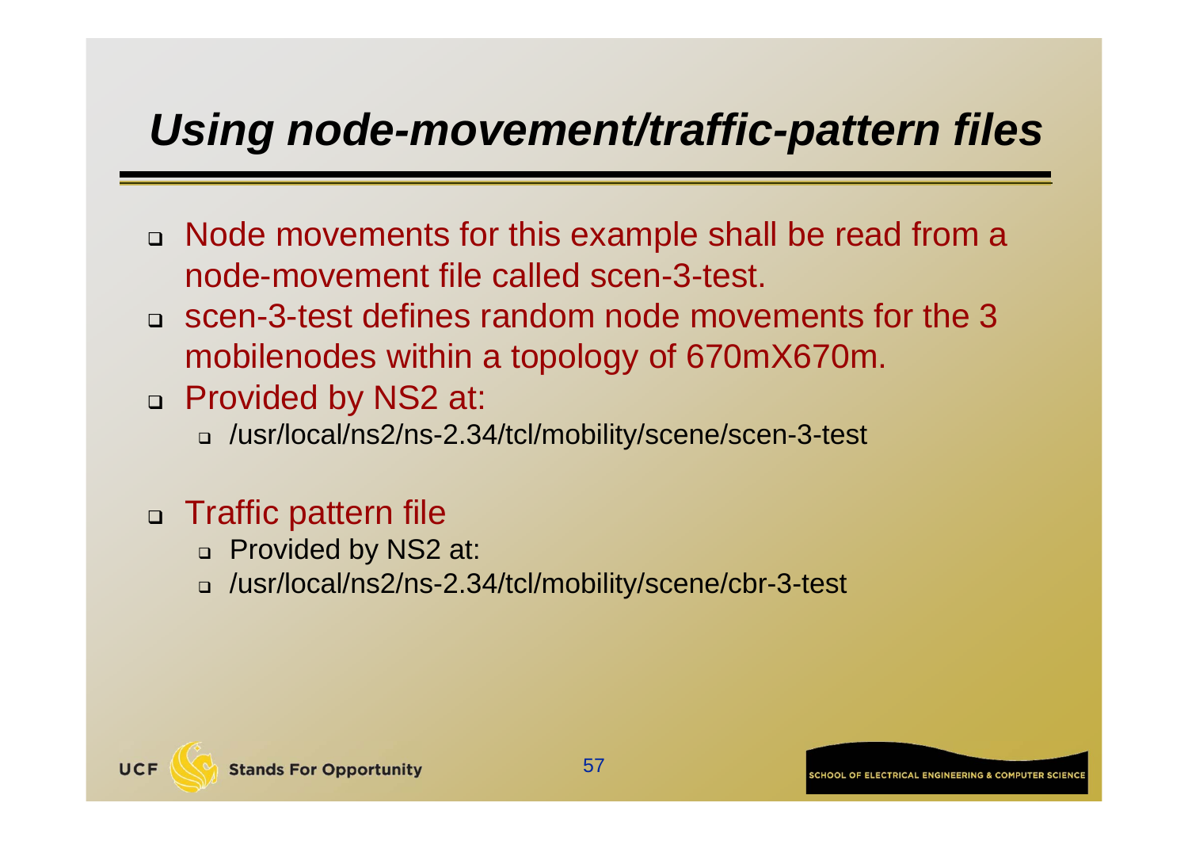# Using node-movement/traffic-pattern files

- Node movements for this example shall be read from a node-movement file called scen-3-test.
- scen-3-test defines random node movements for the 3 mobilenodes within a topology of 670mX670m.
- Provided by NS2 at:
  - /usr/local/ns2/ns-2.34/tcl/mobility/scene/scen-3-test
- Traffic pattern file
  - Provided by NS2 at:
  - /usr/local/ns2/ns-2.34/tcl/mobility/scene/cbr-3-test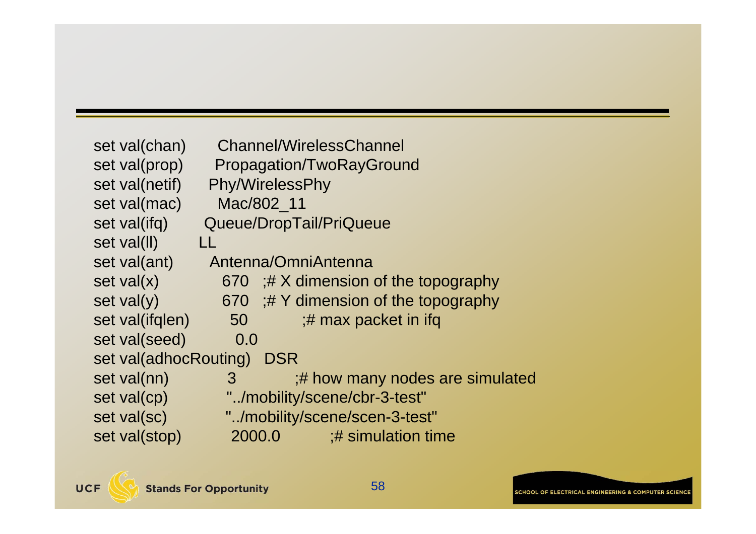```
set val(chan)         Channel/WirelessChannel
set val(prop)         Propagation/TwoRayGround
set val(netif)        Phy/WirelessPhy
set val(mac)          Mac/802_11
set val(ifq)          Queue/DropTail/PriQueue
set val(ll)           LL
set val(ant)          Antenna/OmniAntenna
set val(x)            670   ;# X dimension of the topography
set val(y)            670   ;# Y dimension of the topography
set val(ifqlen)       50          ;# max packet in ifq
set val(seed)         0.0
set val(adhocRouting)   DSR
set val(nn)           3           ;# how many nodes are simulated
set val(cp)           "../mobility/scene/cbr-3-test"
set val(sc)           "../mobility/scene/scen-3-test"
set val(stop)         2000.0          ;# simulation time
```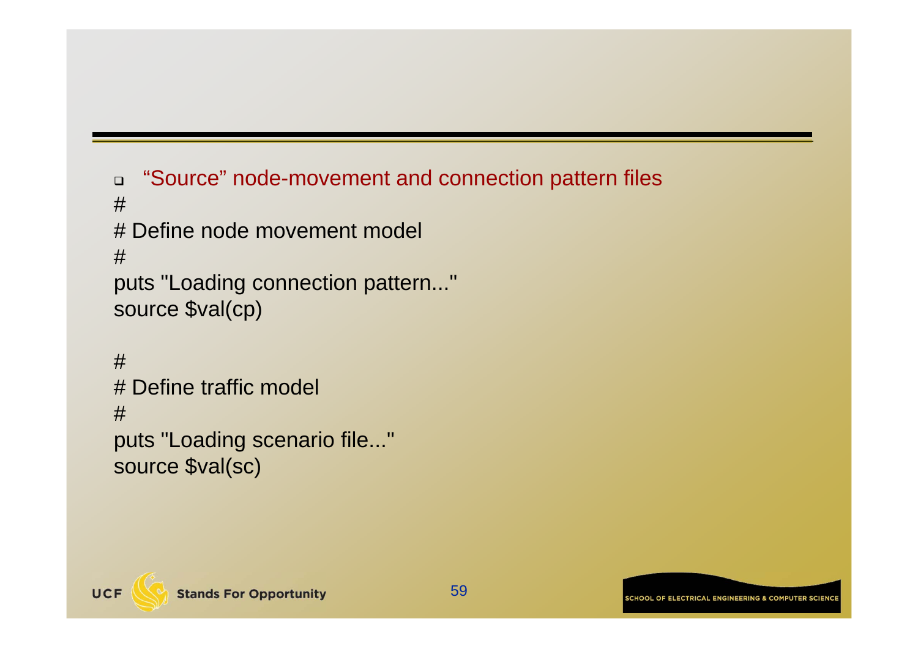- “Source” node-movement and connection pattern files

```
#
# Define node movement model
#
puts "Loading connection pattern..."
source $val(cp)

#
# Define traffic model
#
puts "Loading scenario file..."
source $val(sc)
```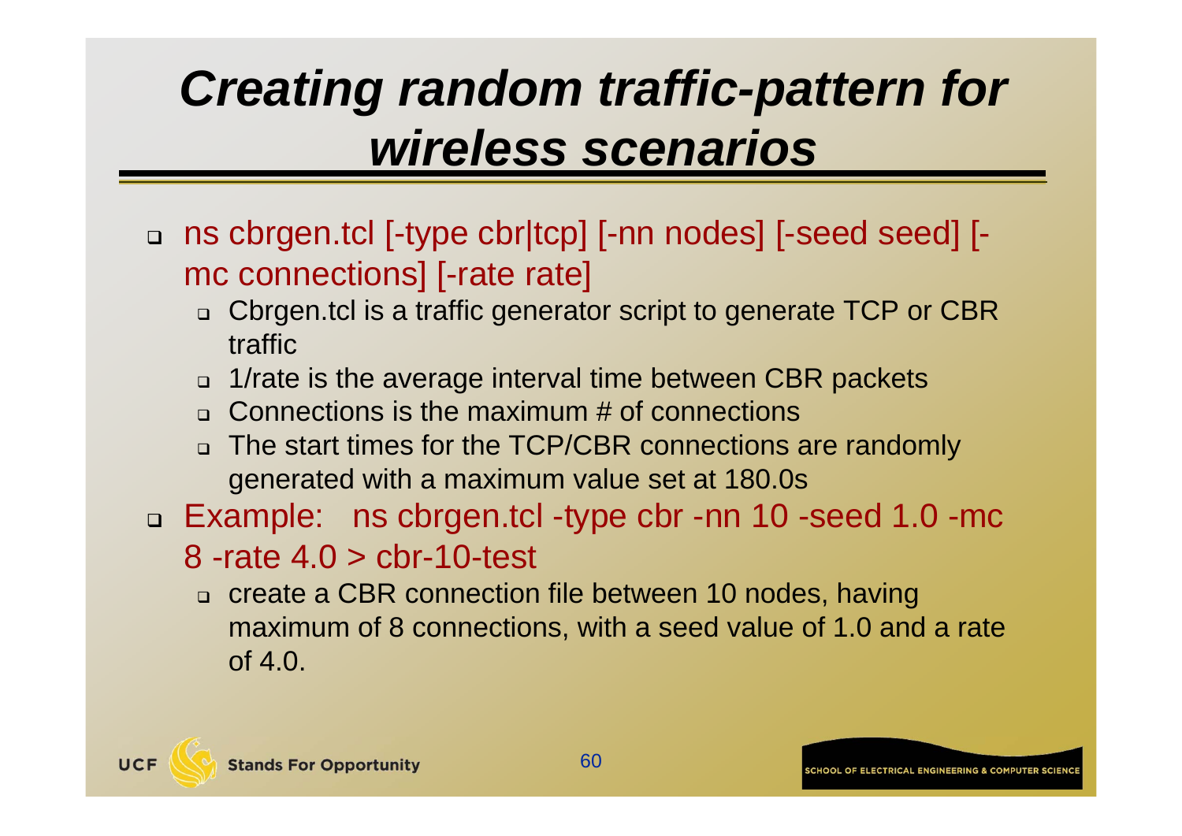# *Creating random traffic-pattern for wireless scenarios*

- ns cbrgen.tcl [-type cbr|tcp] [-nn nodes] [-seed seed] [-mc connections] [-rate rate]
  - Cbrgen.tcl is a traffic generator script to generate TCP or CBR traffic
  - 1/rate is the average interval time between CBR packets
  - Connections is the maximum # of connections
  - The start times for the TCP/CBR connections are randomly generated with a maximum value set at 180.0s
- Example: ns cbrgen.tcl -type cbr -nn 10 -seed 1.0 -mc 8 -rate 4.0 > cbr-10-test
  - create a CBR connection file between 10 nodes, having maximum of 8 connections, with a seed value of 1.0 and a rate of 4.0.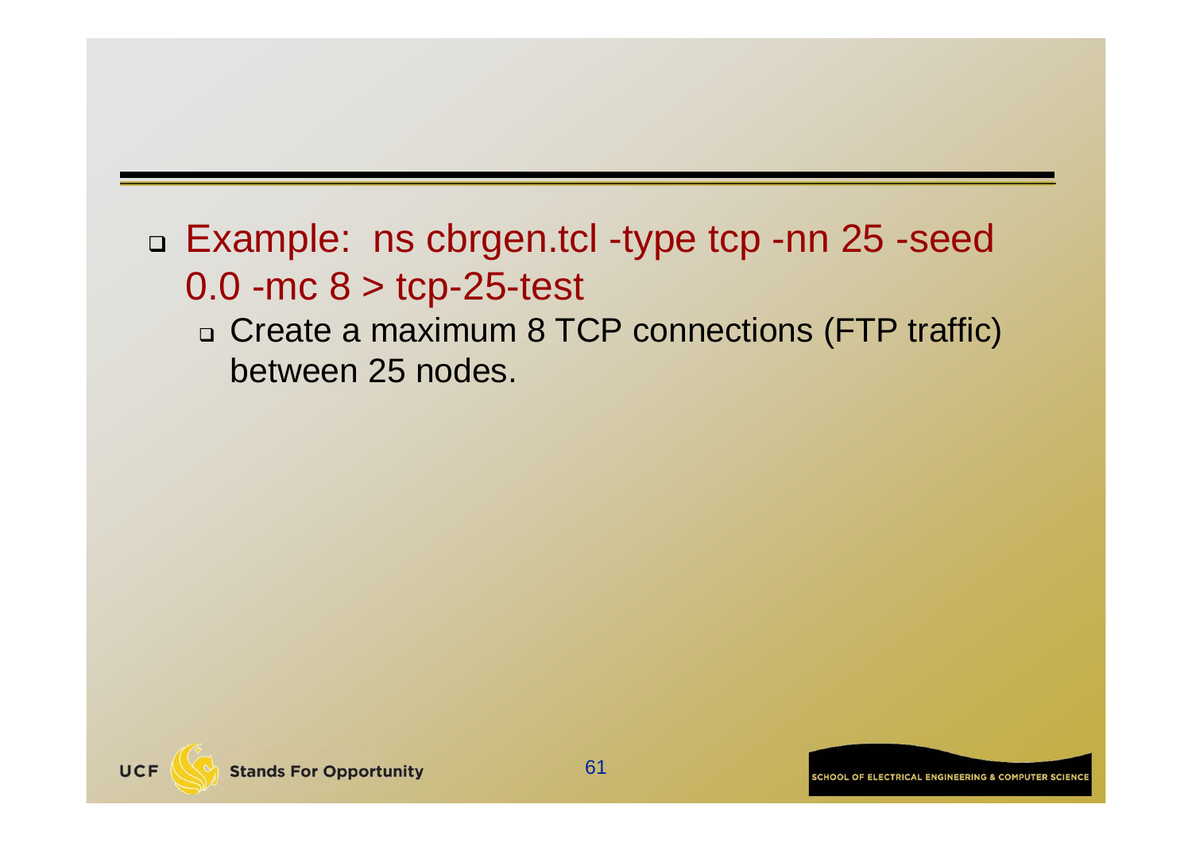- Example: ns cbrgen.tcl -type tcp -nn 25 -seed 0.0 -mc 8 > tcp-25-test
  - Create a maximum 8 TCP connections (FTP traffic) between 25 nodes.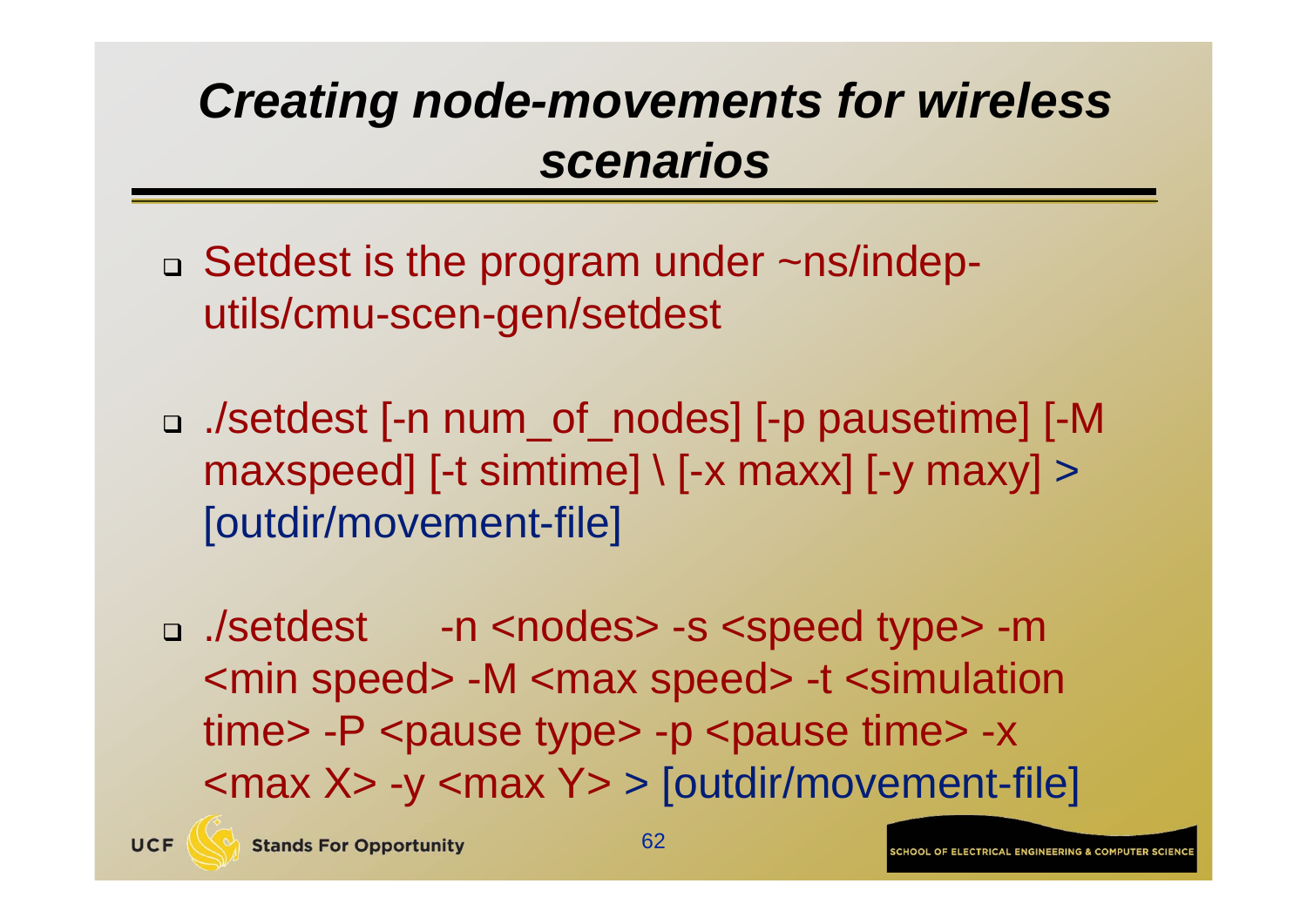# *Creating node-movements for wireless scenarios*

- Setdest is the program under ~ns/indep-utils/cmu-scen-gen/setdest

- ./setdest [-n num_of_nodes] [-p pausetime] [-M maxspeed] [-t simtime] \ [-x maxx] [-y maxy] > [outdir/movement-file]

- ./setdest -n <nodes> -s <speed type> -m <min speed> -M <max speed> -t <simulation time> -P <pause type> -p <pause time> -x <max X> -y <max Y> > [outdir/movement-file]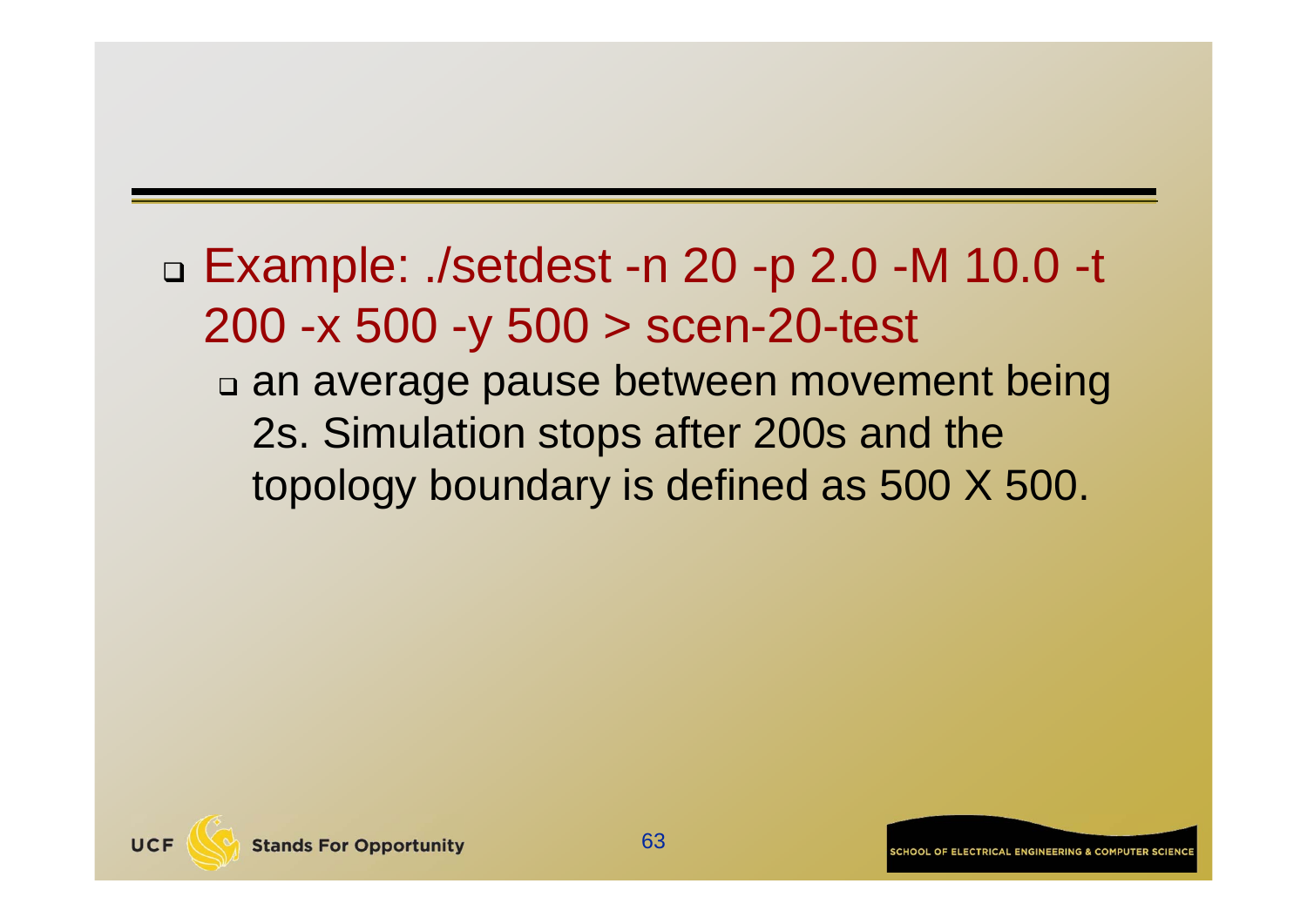- Example: ./setdest -n 20 -p 2.0 -M 10.0 -t 200 -x 500 -y 500 > scen-20-test
  - an average pause between movement being 2s. Simulation stops after 200s and the topology boundary is defined as 500 X 500.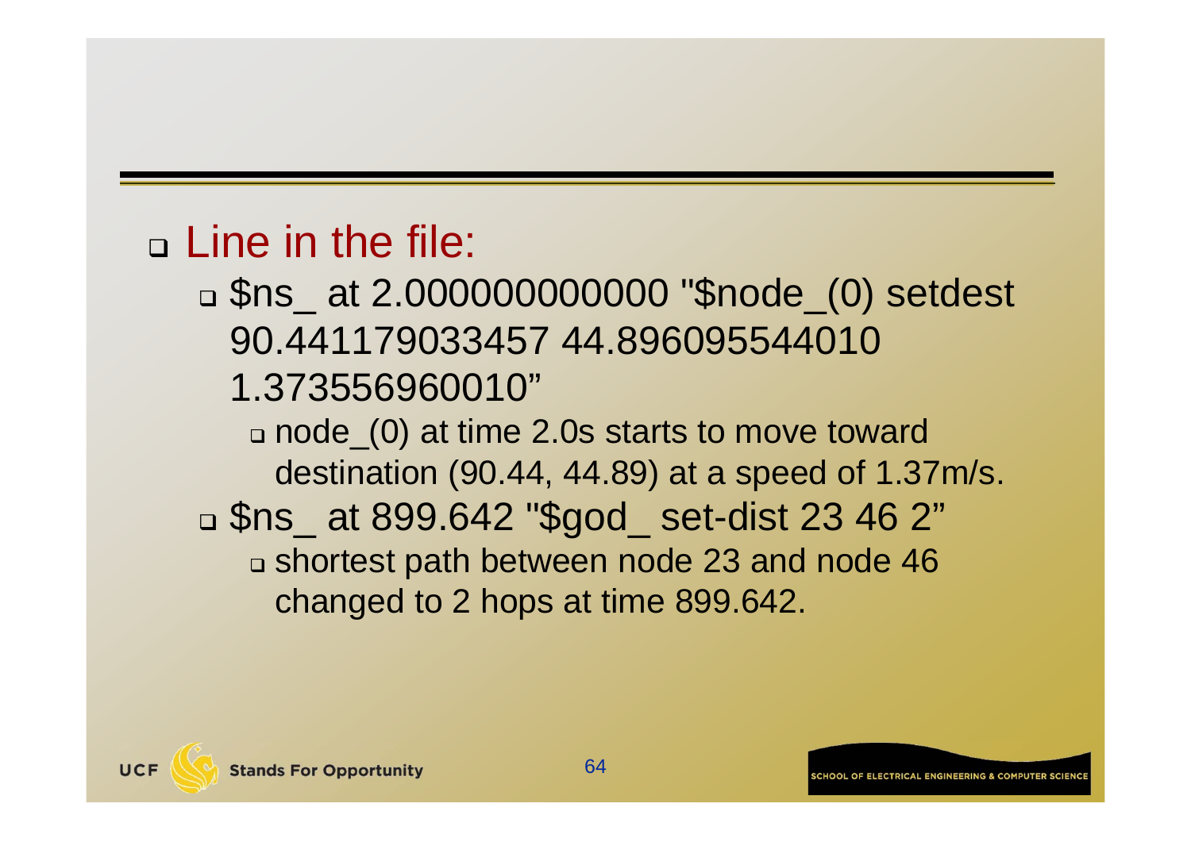- Line in the file:
  - $ns_ at 2.000000000000 "$node_(0) setdest 90.441179033457 44.896095544010 1.373556960010"
    - node_(0) at time 2.0s starts to move toward destination (90.44, 44.89) at a speed of 1.37m/s.
  - $ns_ at 899.642 "$god_ set-dist 23 46 2"
    - shortest path between node 23 and node 46 changed to 2 hops at time 899.642.